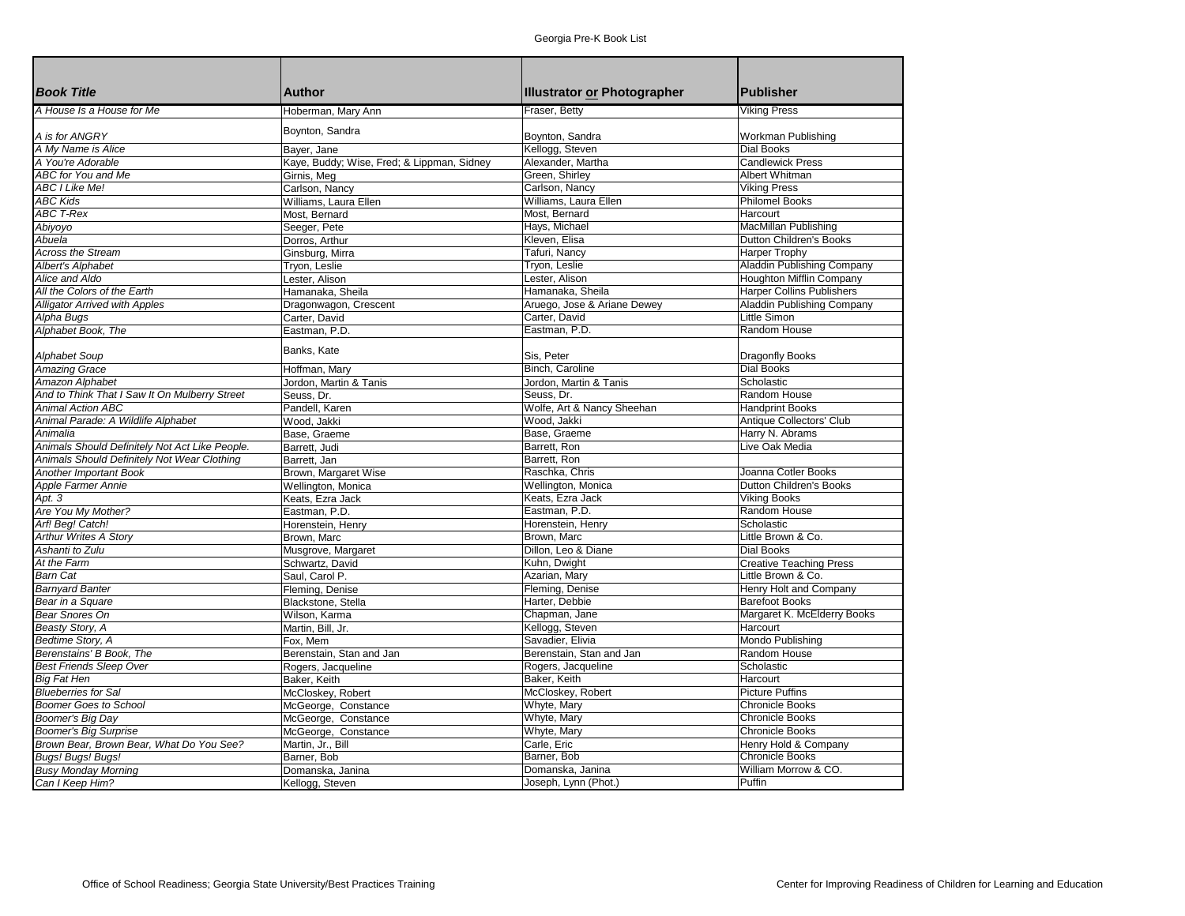# Georgia Pre-K Book List

| *Book Title* | Author | Illustrator or Photographer | Publisher |
|---|---|---|---|
| *A House Is a House for Me* | Hoberman, Mary Ann | Fraser, Betty | Viking Press |
| *A is for ANGRY* | Boynton, Sandra | Boynton, Sandra | Workman Publishing |
| *A My Name is Alice* | Bayer, Jane | Kellogg, Steven | Dial Books |
| *A You're Adorable* | Kaye, Buddy; Wise, Fred; & Lippman, Sidney | Alexander, Martha | Candlewick Press |
| *ABC for You and Me* | Girnis, Meg | Green, Shirley | Albert Whitman |
| *ABC I Like Me!* | Carlson, Nancy | Carlson, Nancy | Viking Press |
| *ABC Kids* | Williams, Laura Ellen | Williams, Laura Ellen | Philomel Books |
| *ABC T-Rex* | Most, Bernard | Most, Bernard | Harcourt |
| *Abiyoyo* | Seeger, Pete | Hays, Michael | MacMillan Publishing |
| *Abuela* | Dorros, Arthur | Kleven, Elisa | Dutton Children's Books |
| *Across the Stream* | Ginsburg, Mirra | Tafuri, Nancy | Harper Trophy |
| *Albert's Alphabet* | Tryon, Leslie | Tryon, Leslie | Aladdin Publishing Company |
| *Alice and Aldo* | Lester, Alison | Lester, Alison | Houghton Mifflin Company |
| *All the Colors of the Earth* | Hamanaka, Sheila | Hamanaka, Sheila | Harper Collins Publishers |
| *Alligator Arrived with Apples* | Dragonwagon, Crescent | Aruego, Jose & Ariane Dewey | Aladdin Publishing Company |
| *Alpha Bugs* | Carter, David | Carter, David | Little Simon |
| *Alphabet Book, The* | Eastman, P.D. | Eastman, P.D. | Random House |
| *Alphabet Soup* | Banks, Kate | Sis, Peter | Dragonfly Books |
| *Amazing Grace* | Hoffman, Mary | Binch, Caroline | Dial Books |
| *Amazon Alphabet* | Jordon, Martin & Tanis | Jordon, Martin & Tanis | Scholastic |
| *And to Think That I Saw It On Mulberry Street* | Seuss, Dr. | Seuss, Dr. | Random House |
| *Animal Action ABC* | Pandell, Karen | Wolfe, Art & Nancy Sheehan | Handprint Books |
| *Animal Parade: A Wildlife Alphabet* | Wood, Jakki | Wood, Jakki | Antique Collectors' Club |
| *Animalia* | Base, Graeme | Base, Graeme | Harry N. Abrams |
| *Animals Should Definitely Not Act Like People.* | Barrett, Judi | Barrett, Ron | Live Oak Media |
| *Animals Should Definitely Not Wear Clothing* | Barrett, Jan | Barrett, Ron | |
| *Another Important Book* | Brown, Margaret Wise | Raschka, Chris | Joanna Cotler Books |
| *Apple Farmer Annie* | Wellington, Monica | Wellington, Monica | Dutton Children's Books |
| *Apt. 3* | Keats, Ezra Jack | Keats, Ezra Jack | Viking Books |
| *Are You My Mother?* | Eastman, P.D. | Eastman, P.D. | Random House |
| *Arf! Beg! Catch!* | Horenstein, Henry | Horenstein, Henry | Scholastic |
| *Arthur Writes A Story* | Brown, Marc | Brown, Marc | Little Brown & Co. |
| *Ashanti to Zulu* | Musgrove, Margaret | Dillon, Leo & Diane | Dial Books |
| *At the Farm* | Schwartz, David | Kuhn, Dwight | Creative Teaching Press |
| *Barn Cat* | Saul, Carol P. | Azarian, Mary | Little Brown & Co. |
| *Barnyard Banter* | Fleming, Denise | Fleming, Denise | Henry Holt and Company |
| *Bear in a Square* | Blackstone, Stella | Harter, Debbie | Barefoot Books |
| *Bear Snores On* | Wilson, Karma | Chapman, Jane | Margaret K. McElderry Books |
| *Beasty Story, A* | Martin, Bill, Jr. | Kellogg, Steven | Harcourt |
| *Bedtime Story, A* | Fox, Mem | Savadier, Elivia | Mondo Publishing |
| *Berenstains' B Book, The* | Berenstain, Stan and Jan | Berenstain, Stan and Jan | Random House |
| *Best Friends Sleep Over* | Rogers, Jacqueline | Rogers, Jacqueline | Scholastic |
| *Big Fat Hen* | Baker, Keith | Baker, Keith | Harcourt |
| *Blueberries for Sal* | McCloskey, Robert | McCloskey, Robert | Picture Puffins |
| *Boomer Goes to School* | McGeorge, Constance | Whyte, Mary | Chronicle Books |
| *Boomer's Big Day* | McGeorge, Constance | Whyte, Mary | Chronicle Books |
| *Boomer's Big Surprise* | McGeorge, Constance | Whyte, Mary | Chronicle Books |
| *Brown Bear, Brown Bear, What Do You See?* | Martin, Jr., Bill | Carle, Eric | Henry Hold & Company |
| *Bugs! Bugs! Bugs!* | Barner, Bob | Barner, Bob | Chronicle Books |
| *Busy Monday Morning* | Domanska, Janina | Domanska, Janina | William Morrow & CO. |
| *Can I Keep Him?* | Kellogg, Steven | Joseph, Lynn (Phot.) | Puffin |

Office of School Readiness; Georgia State University/Best Practices Training

Center for Improving Readiness of Children for Learning and Education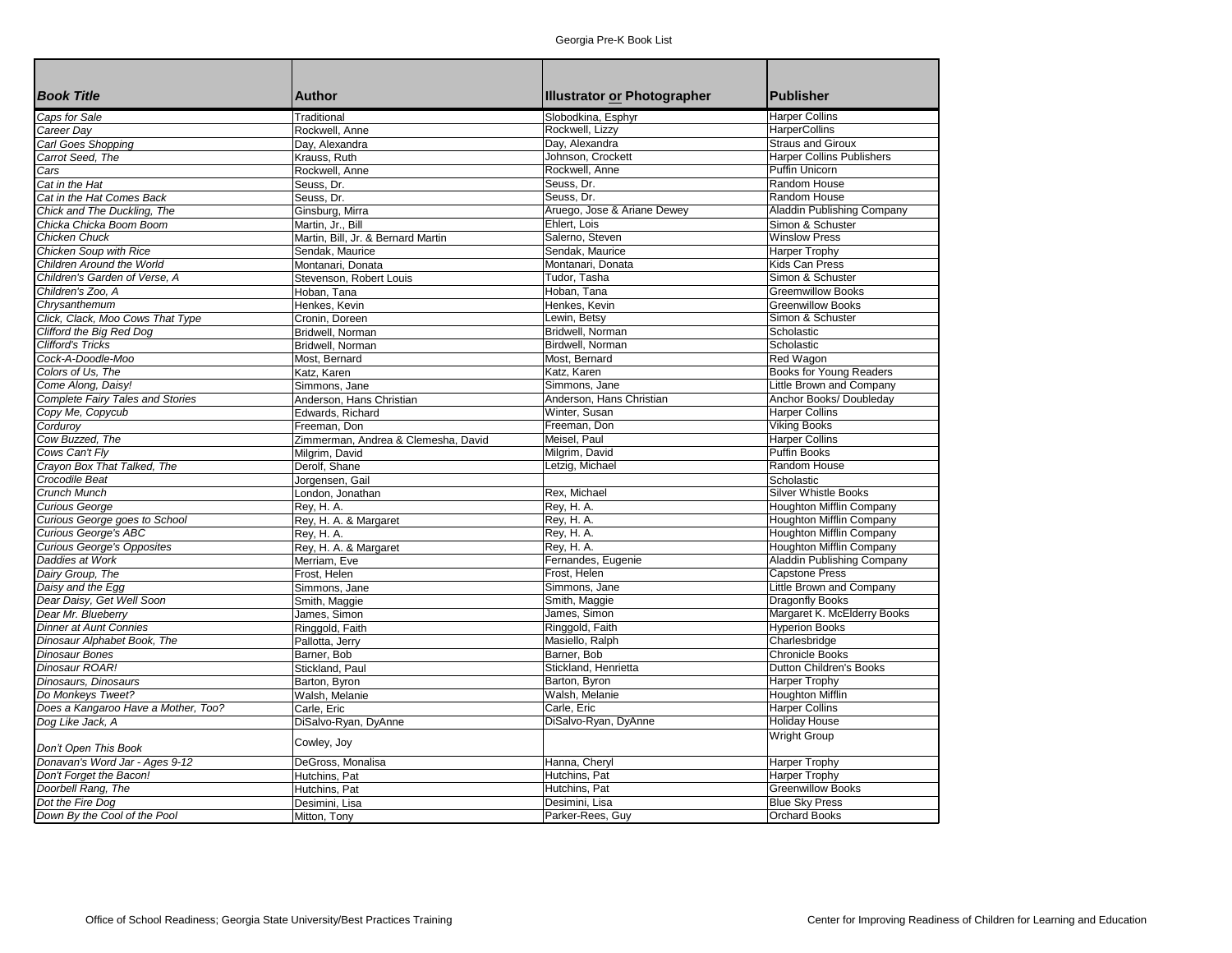| *Book Title* | Author | Illustrator or Photographer | Publisher |
|---|---|---|---|
| *Caps for Sale* | Traditional | Slobodkina, Esphyr | Harper Collins |
| *Career Day* | Rockwell, Anne | Rockwell, Lizzy | HarperCollins |
| *Carl Goes Shopping* | Day, Alexandra | Day, Alexandra | Straus and Giroux |
| *Carrot Seed, The* | Krauss, Ruth | Johnson, Crockett | Harper Collins Publishers |
| *Cars* | Rockwell, Anne | Rockwell, Anne | Puffin Unicorn |
| *Cat in the Hat* | Seuss, Dr. | Seuss, Dr. | Random House |
| *Cat in the Hat Comes Back* | Seuss, Dr. | Seuss, Dr. | Random House |
| *Chick and The Duckling, The* | Ginsburg, Mirra | Aruego, Jose & Ariane Dewey | Aladdin Publishing Company |
| *Chicka Chicka Boom Boom* | Martin, Jr., Bill | Ehlert, Lois | Simon & Schuster |
| *Chicken Chuck* | Martin, Bill, Jr. & Bernard Martin | Salerno, Steven | Winslow Press |
| *Chicken Soup with Rice* | Sendak, Maurice | Sendak, Maurice | Harper Trophy |
| *Children Around the World* | Montanari, Donata | Montanari, Donata | Kids Can Press |
| *Children's Garden of Verse, A* | Stevenson, Robert Louis | Tudor, Tasha | Simon & Schuster |
| *Children's Zoo, A* | Hoban, Tana | Hoban, Tana | Greemwillow Books |
| *Chrysanthemum* | Henkes, Kevin | Henkes, Kevin | Greenwillow Books |
| *Click, Clack, Moo Cows That Type* | Cronin, Doreen | Lewin, Betsy | Simon & Schuster |
| *Clifford the Big Red Dog* | Bridwell, Norman | Bridwell, Norman | Scholastic |
| *Clifford's Tricks* | Bridwell, Norman | Birdwell, Norman | Scholastic |
| *Cock-A-Doodle-Moo* | Most, Bernard | Most, Bernard | Red Wagon |
| *Colors of Us, The* | Katz, Karen | Katz, Karen | Books for Young Readers |
| *Come Along, Daisy!* | Simmons, Jane | Simmons, Jane | Little Brown and Company |
| *Complete Fairy Tales and Stories* | Anderson, Hans Christian | Anderson, Hans Christian | Anchor Books/ Doubleday |
| *Copy Me, Copycub* | Edwards, Richard | Winter, Susan | Harper Collins |
| *Corduroy* | Freeman, Don | Freeman, Don | Viking Books |
| *Cow Buzzed, The* | Zimmerman, Andrea & Clemesha, David | Meisel, Paul | Harper Collins |
| *Cows Can't Fly* | Milgrim, David | Milgrim, David | Puffin Books |
| *Crayon Box That Talked, The* | Derolf, Shane | Letzig, Michael | Random House |
| *Crocodile Beat* | Jorgensen, Gail | | Scholastic |
| *Crunch Munch* | London, Jonathan | Rex, Michael | Silver Whistle Books |
| *Curious George* | Rey, H. A. | Rey, H. A. | Houghton Mifflin Company |
| *Curious George goes to School* | Rey, H. A. & Margaret | Rey, H. A. | Houghton Mifflin Company |
| *Curious George's ABC* | Rey, H. A. | Rey, H. A. | Houghton Mifflin Company |
| *Curious George's Opposites* | Rey, H. A. & Margaret | Rey, H. A. | Houghton Mifflin Company |
| *Daddies at Work* | Merriam, Eve | Fernandes, Eugenie | Aladdin Publishing Company |
| *Dairy Group, The* | Frost, Helen | Frost, Helen | Capstone Press |
| *Daisy and the Egg* | Simmons, Jane | Simmons, Jane | Little Brown and Company |
| *Dear Daisy, Get Well Soon* | Smith, Maggie | Smith, Maggie | Dragonfly Books |
| *Dear Mr. Blueberry* | James, Simon | James, Simon | Margaret K. McElderry Books |
| *Dinner at Aunt Connies* | Ringgold, Faith | Ringgold, Faith | Hyperion Books |
| *Dinosaur Alphabet Book, The* | Pallotta, Jerry | Masiello, Ralph | Charlesbridge |
| *Dinosaur Bones* | Barner, Bob | Barner, Bob | Chronicle Books |
| *Dinosaur ROAR!* | Stickland, Paul | Stickland, Henrietta | Dutton Children's Books |
| *Dinosaurs, Dinosaurs* | Barton, Byron | Barton, Byron | Harper Trophy |
| *Do Monkeys Tweet?* | Walsh, Melanie | Walsh, Melanie | Houghton Mifflin |
| *Does a Kangaroo Have a Mother, Too?* | Carle, Eric | Carle, Eric | Harper Collins |
| *Dog Like Jack, A* | DiSalvo-Ryan, DyAnne | DiSalvo-Ryan, DyAnne | Holiday House |
| *Don't Open This Book* | Cowley, Joy | | Wright Group |
| *Donavan's Word Jar - Ages 9-12* | DeGross, Monalisa | Hanna, Cheryl | Harper Trophy |
| *Don't Forget the Bacon!* | Hutchins, Pat | Hutchins, Pat | Harper Trophy |
| *Doorbell Rang, The* | Hutchins, Pat | Hutchins, Pat | Greenwillow Books |
| *Dot the Fire Dog* | Desimini, Lisa | Desimini, Lisa | Blue Sky Press |
| *Down By the Cool of the Pool* | Mitton, Tony | Parker-Rees, Guy | Orchard Books |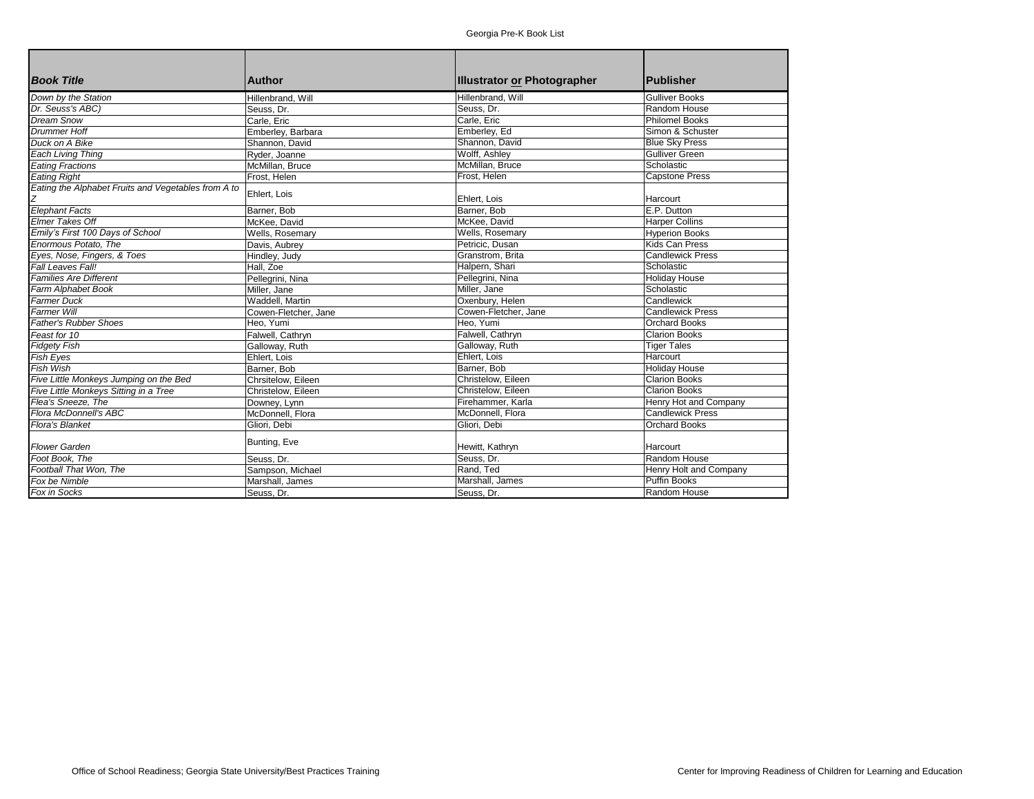| *Book Title* | Author | Illustrator or Photographer | Publisher |
|---|---|---|---|
| *Down by the Station* | Hillenbrand, Will | Hillenbrand, Will | Gulliver Books |
| *Dr. Seuss's ABC)* | Seuss, Dr. | Seuss, Dr. | Random House |
| *Dream Snow* | Carle, Eric | Carle, Eric | Philomel Books |
| *Drummer Hoff* | Emberley, Barbara | Emberley, Ed | Simon & Schuster |
| *Duck on A Bike* | Shannon, David | Shannon, David | Blue Sky Press |
| *Each Living Thing* | Ryder, Joanne | Wolff, Ashley | Gulliver Green |
| *Eating Fractions* | McMillan, Bruce | McMillan, Bruce | Scholastic |
| *Eating Right* | Frost, Helen | Frost, Helen | Capstone Press |
| *Eating the Alphabet Fruits and Vegetables from A to Z* | Ehlert, Lois | Ehlert, Lois | Harcourt |
| *Elephant Facts* | Barner, Bob | Barner, Bob | E.P. Dutton |
| *Elmer Takes Off* | McKee, David | McKee, David | Harper Collins |
| *Emily's First 100 Days of School* | Wells, Rosemary | Wells, Rosemary | Hyperion Books |
| *Enormous Potato, The* | Davis, Aubrey | Petricic, Dusan | Kids Can Press |
| *Eyes, Nose, Fingers, & Toes* | Hindley, Judy | Granstrom, Brita | Candlewick Press |
| *Fall Leaves Fall!* | Hall, Zoe | Halpern, Shari | Scholastic |
| *Families Are Different* | Pellegrini, Nina | Pellegrini, Nina | Holiday House |
| *Farm Alphabet Book* | Miller, Jane | Miller, Jane | Scholastic |
| *Farmer Duck* | Waddell, Martin | Oxenbury, Helen | Candlewick |
| *Farmer Will* | Cowen-Fletcher, Jane | Cowen-Fletcher, Jane | Candlewick Press |
| *Father's Rubber Shoes* | Heo, Yumi | Heo, Yumi | Orchard Books |
| *Feast for 10* | Falwell, Cathryn | Falwell, Cathryn | Clarion Books |
| *Fidgety Fish* | Galloway, Ruth | Galloway, Ruth | Tiger Tales |
| *Fish Eyes* | Ehlert, Lois | Ehlert, Lois | Harcourt |
| *Fish Wish* | Barner, Bob | Barner, Bob | Holiday House |
| *Five Little Monkeys Jumping on the Bed* | Chrsitelow, Eileen | Christelow, Eileen | Clarion Books |
| *Five Little Monkeys Sitting in a Tree* | Christelow, Eileen | Christelow, Eileen | Clarion Books |
| *Flea's Sneeze, The* | Downey, Lynn | Firehammer, Karla | Henry Hot and Company |
| *Flora McDonnell's ABC* | McDonnell, Flora | McDonnell, Flora | Candlewick Press |
| *Flora's Blanket* | Gliori, Debi | Gliori, Debi | Orchard Books |
| *Flower Garden* | Bunting, Eve | Hewitt, Kathryn | Harcourt |
| *Foot Book, The* | Seuss, Dr. | Seuss, Dr. | Random House |
| *Football That Won, The* | Sampson, Michael | Rand, Ted | Henry Holt and Company |
| *Fox be Nimble* | Marshall, James | Marshall, James | Puffin Books |
| *Fox in Socks* | Seuss, Dr. | Seuss, Dr. | Random House |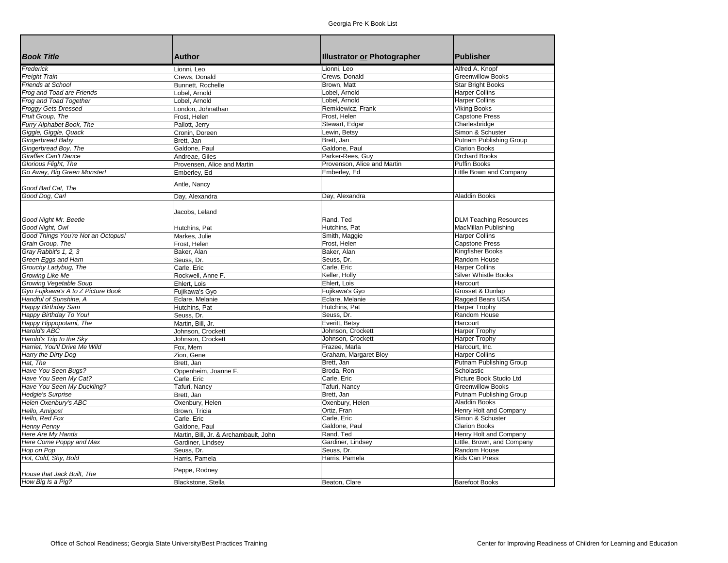| *Book Title* | Author | Illustrator or Photographer | Publisher |
|---|---|---|---|
| *Frederick* | Lionni, Leo | Lionni, Leo | Alfred A. Knopf |
| *Freight Train* | Crews, Donald | Crews, Donald | Greenwillow Books |
| *Friends at School* | Bunnett, Rochelle | Brown, Matt | Star Bright Books |
| *Frog and Toad are Friends* | Lobel, Arnold | Lobel, Arnold | Harper Collins |
| *Frog and Toad Together* | Lobel, Arnold | Lobel, Arnold | Harper Collins |
| *Froggy Gets Dressed* | London, Johnathan | Remkiewicz, Frank | Viking Books |
| *Fruit Group, The* | Frost, Helen | Frost, Helen | Capstone Press |
| *Furry Alphabet Book, The* | Pallott, Jerry | Stewart, Edgar | Charlesbridge |
| *Giggle, Giggle, Quack* | Cronin, Doreen | Lewin, Betsy | Simon & Schuster |
| *Gingerbread Baby* | Brett, Jan | Brett, Jan | Putnam Publishing Group |
| *Gingerbread Boy, The* | Galdone, Paul | Galdone, Paul | Clarion Books |
| *Giraffes Can't Dance* | Andreae, Giles | Parker-Rees, Guy | Orchard Books |
| *Glorious Flight, The* | Provensen, Alice and Martin | Provenson, Alice and Martin | Puffin Books |
| *Go Away, Big Green Monster!* | Emberley, Ed | Emberley, Ed | Little Bown and Company |
| *Good Bad Cat, The* | Antle, Nancy | | |
| *Good Dog, Carl* | Day, Alexandra | Day, Alexandra | Aladdin Books |
| *Good Night Mr. Beetle* | Jacobs, Leland | Rand, Ted | DLM Teaching Resources |
| *Good Night, Owl* | Hutchins, Pat | Hutchins, Pat | MacMillan Publishing |
| *Good Things You're Not an Octopus!* | Markes, Julie | Smith, Maggie | Harper Collins |
| *Grain Group, The* | Frost, Helen | Frost, Helen | Capstone Press |
| *Gray Rabbit's 1, 2, 3* | Baker, Alan | Baker, Alan | Kingfisher Books |
| *Green Eggs and Ham* | Seuss, Dr. | Seuss, Dr. | Random House |
| *Grouchy Ladybug, The* | Carle, Eric | Carle, Eric | Harper Collins |
| *Growing Like Me* | Rockwell, Anne F. | Keller, Holly | Silver Whistle Books |
| *Growing Vegetable Soup* | Ehlert, Lois | Ehlert, Lois | Harcourt |
| *Gyo Fujikawa's A to Z Picture Book* | Fujikawa's Gyo | Fujikawa's Gyo | Grosset & Dunlap |
| *Handful of Sunshine, A* | Eclare, Melanie | Eclare, Melanie | Ragged Bears USA |
| *Happy Birthday Sam* | Hutchins, Pat | Hutchins, Pat | Harper Trophy |
| *Happy Birthday To You!* | Seuss, Dr. | Seuss, Dr. | Random House |
| *Happy Hippopotami, The* | Martin, Bill, Jr. | Everitt, Betsy | Harcourt |
| *Harold's ABC* | Johnson, Crockett | Johnson, Crockett | Harper Trophy |
| *Harold's Trip to the Sky* | Johnson, Crockett | Johnson, Crockett | Harper Trophy |
| *Harriet, You'll Drive Me Wild* | Fox, Mem | Frazee, Marla | Harcourt, Inc. |
| *Harry the Dirty Dog* | Zion, Gene | Graham, Margaret Bloy | Harper Collins |
| *Hat, The* | Brett, Jan | Brett, Jan | Putnam Publishing Group |
| *Have You Seen Bugs?* | Oppenheim, Joanne F. | Broda, Ron | Scholastic |
| *Have You Seen My Cat?* | Carle, Eric | Carle, Eric | Picture Book Studio Ltd |
| *Have You Seen My Duckling?* | Tafuri, Nancy | Tafuri, Nancy | Greenwillow Books |
| *Hedgie's Surprise* | Brett, Jan | Brett, Jan | Putnam Publishing Group |
| *Helen Oxenbury's ABC* | Oxenbury, Helen | Oxenbury, Helen | Aladdin Books |
| *Hello, Amigos!* | Brown, Tricia | Ortiz, Fran | Henry Holt and Company |
| *Hello, Red Fox* | Carle, Eric | Carle, Eric | Simon & Schuster |
| *Henny Penny* | Galdone, Paul | Galdone, Paul | Clarion Books |
| *Here Are My Hands* | Martin, Bill, Jr. & Archambault, John | Rand, Ted | Henry Holt and Company |
| *Here Come Poppy and Max* | Gardiner, Lindsey | Gardiner, Lindsey | Little, Brown, and Company |
| *Hop on Pop* | Seuss, Dr. | Seuss, Dr. | Random House |
| *Hot, Cold, Shy, Bold* | Harris, Pamela | Harris, Pamela | Kids Can Press |
| *House that Jack Built, The* | Peppe, Rodney | | |
| *How Big Is a Pig?* | Blackstone, Stella | Beaton, Clare | Barefoot Books |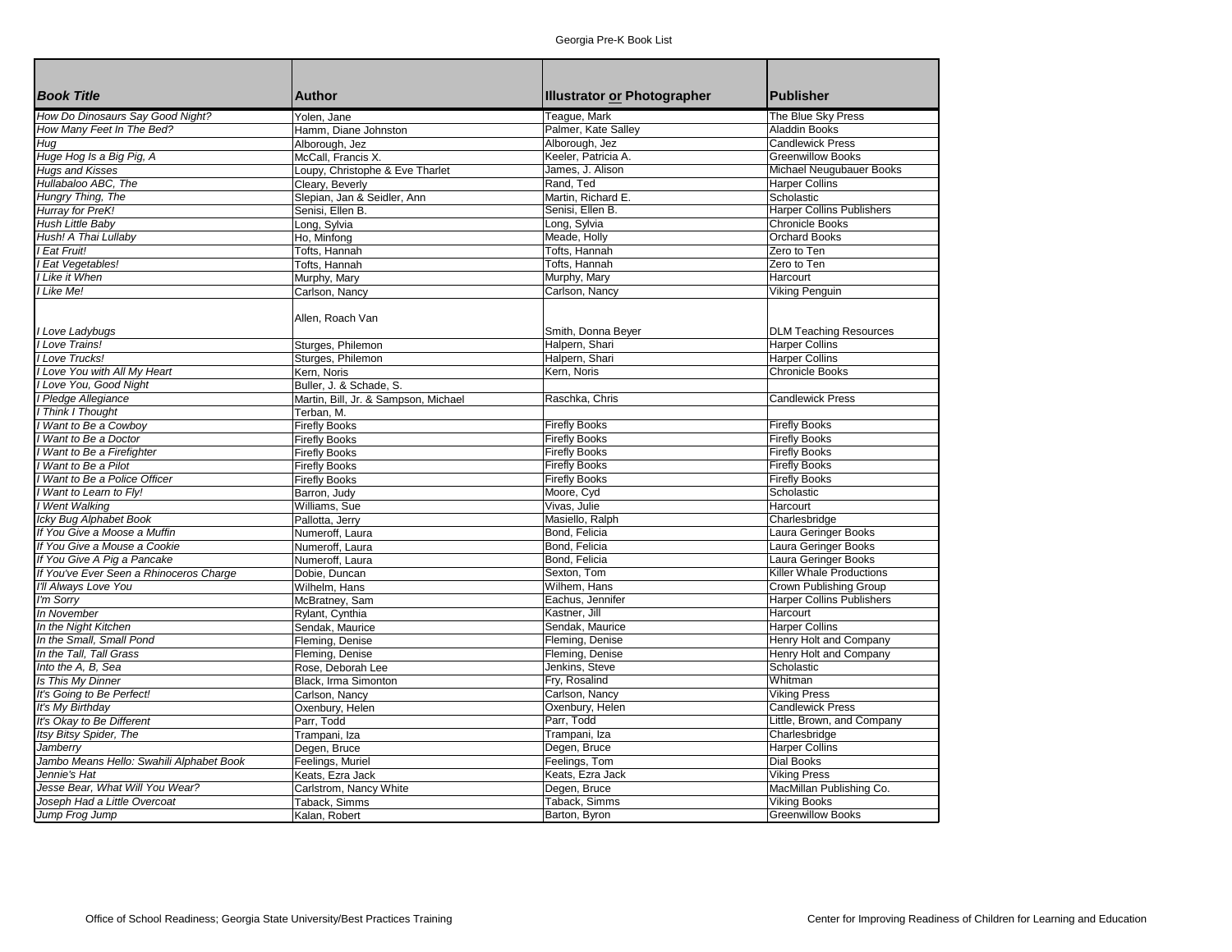| *Book Title* | Author | Illustrator or Photographer | Publisher |
|---|---|---|---|
| *How Do Dinosaurs Say Good Night?* | Yolen, Jane | Teague, Mark | The Blue Sky Press |
| *How Many Feet In The Bed?* | Hamm, Diane Johnston | Palmer, Kate Salley | Aladdin Books |
| *Hug* | Alborough, Jez | Alborough, Jez | Candlewick Press |
| *Huge Hog Is a Big Pig, A* | McCall, Francis X. | Keeler, Patricia A. | Greenwillow Books |
| *Hugs and Kisses* | Loupy, Christophe & Eve Tharlet | James, J. Alison | Michael Neugubauer Books |
| *Hullabaloo ABC, The* | Cleary, Beverly | Rand, Ted | Harper Collins |
| *Hungry Thing, The* | Slepian, Jan & Seidler, Ann | Martin, Richard E. | Scholastic |
| *Hurray for PreK!* | Senisi, Ellen B. | Senisi, Ellen B. | Harper Collins Publishers |
| *Hush Little Baby* | Long, Sylvia | Long, Sylvia | Chronicle Books |
| *Hush! A Thai Lullaby* | Ho, Minfong | Meade, Holly | Orchard Books |
| *I Eat Fruit!* | Tofts, Hannah | Tofts, Hannah | Zero to Ten |
| *I Eat Vegetables!* | Tofts, Hannah | Tofts, Hannah | Zero to Ten |
| *I Like it When* | Murphy, Mary | Murphy, Mary | Harcourt |
| *I Like Me!* | Carlson, Nancy | Carlson, Nancy | Viking Penguin |
| *I Love Ladybugs* | Allen, Roach Van | Smith, Donna Beyer | DLM Teaching Resources |
| *I Love Trains!* | Sturges, Philemon | Halpern, Shari | Harper Collins |
| *I Love Trucks!* | Sturges, Philemon | Halpern, Shari | Harper Collins |
| *I Love You with All My Heart* | Kern, Noris | Kern, Noris | Chronicle Books |
| *I Love You, Good Night* | Buller, J. & Schade, S. | | |
| *I Pledge Allegiance* | Martin, Bill, Jr. & Sampson, Michael | Raschka, Chris | Candlewick Press |
| *I Think I Thought* | Terban, M. | | |
| *I Want to Be a Cowboy* | Firefly Books | Firefly Books | Firefly Books |
| *I Want to Be a Doctor* | Firefly Books | Firefly Books | Firefly Books |
| *I Want to Be a Firefighter* | Firefly Books | Firefly Books | Firefly Books |
| *I Want to Be a Pilot* | Firefly Books | Firefly Books | Firefly Books |
| *I Want to Be a Police Officer* | Firefly Books | Firefly Books | Firefly Books |
| *I Want to Learn to Fly!* | Barron, Judy | Moore, Cyd | Scholastic |
| *I Went Walking* | Williams, Sue | Vivas, Julie | Harcourt |
| *Icky Bug Alphabet Book* | Pallotta, Jerry | Masiello, Ralph | Charlesbridge |
| *If You Give a Moose a Muffin* | Numeroff, Laura | Bond, Felicia | Laura Geringer Books |
| *If You Give a Mouse a Cookie* | Numeroff, Laura | Bond, Felicia | Laura Geringer Books |
| *If You Give A Pig a Pancake* | Numeroff, Laura | Bond, Felicia | Laura Geringer Books |
| *If You've Ever Seen a Rhinoceros Charge* | Dobie, Duncan | Sexton, Tom | Killer Whale Productions |
| *I'll Always Love You* | Wilhelm, Hans | Wilhem, Hans | Crown Publishing Group |
| *I'm Sorry* | McBratney, Sam | Eachus, Jennifer | Harper Collins Publishers |
| *In November* | Rylant, Cynthia | Kastner, Jill | Harcourt |
| *In the Night Kitchen* | Sendak, Maurice | Sendak, Maurice | Harper Collins |
| *In the Small, Small Pond* | Fleming, Denise | Fleming, Denise | Henry Holt and Company |
| *In the Tall, Tall Grass* | Fleming, Denise | Fleming, Denise | Henry Holt and Company |
| *Into the A, B, Sea* | Rose, Deborah Lee | Jenkins, Steve | Scholastic |
| *Is This My Dinner* | Black, Irma Simonton | Fry, Rosalind | Whitman |
| *It's Going to Be Perfect!* | Carlson, Nancy | Carlson, Nancy | Viking Press |
| *It's My Birthday* | Oxenbury, Helen | Oxenbury, Helen | Candlewick Press |
| *It's Okay to Be Different* | Parr, Todd | Parr, Todd | Little, Brown, and Company |
| *Itsy Bitsy Spider, The* | Trampani, Iza | Trampani, Iza | Charlesbridge |
| *Jamberry* | Degen, Bruce | Degen, Bruce | Harper Collins |
| *Jambo Means Hello: Swahili Alphabet Book* | Feelings, Muriel | Feelings, Tom | Dial Books |
| *Jennie's Hat* | Keats, Ezra Jack | Keats, Ezra Jack | Viking Press |
| *Jesse Bear, What Will You Wear?* | Carlstrom, Nancy White | Degen, Bruce | MacMillan Publishing Co. |
| *Joseph Had a Little Overcoat* | Taback, Simms | Taback, Simms | Viking Books |
| *Jump Frog Jump* | Kalan, Robert | Barton, Byron | Greenwillow Books |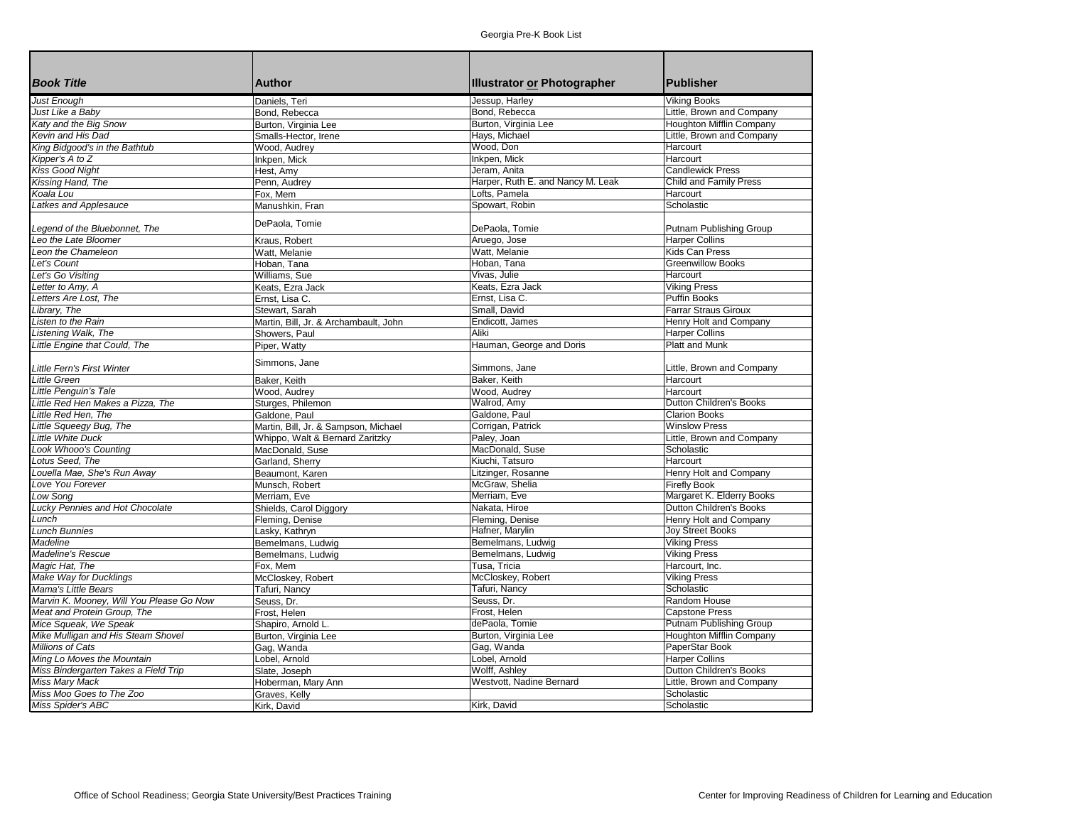| *Book Title* | Author | Illustrator or Photographer | Publisher |
|---|---|---|---|
| *Just Enough* | Daniels, Teri | Jessup, Harley | Viking Books |
| *Just Like a Baby* | Bond, Rebecca | Bond, Rebecca | Little, Brown and Company |
| *Katy and the Big Snow* | Burton, Virginia Lee | Burton, Virginia Lee | Houghton Mifflin Company |
| *Kevin and His Dad* | Smalls-Hector, Irene | Hays, Michael | Little, Brown and Company |
| *King Bidgood's in the Bathtub* | Wood, Audrey | Wood, Don | Harcourt |
| *Kipper's A to Z* | Inkpen, Mick | Inkpen, Mick | Harcourt |
| *Kiss Good Night* | Hest, Amy | Jeram, Anita | Candlewick Press |
| *Kissing Hand, The* | Penn, Audrey | Harper, Ruth E. and Nancy M. Leak | Child and Family Press |
| *Koala Lou* | Fox, Mem | Lofts, Pamela | Harcourt |
| *Latkes and Applesauce* | Manushkin, Fran | Spowart, Robin | Scholastic |
| *Legend of the Bluebonnet, The* | DePaola, Tomie | DePaola, Tomie | Putnam Publishing Group |
| *Leo the Late Bloomer* | Kraus, Robert | Aruego, Jose | Harper Collins |
| *Leon the Chameleon* | Watt, Melanie | Watt, Melanie | Kids Can Press |
| *Let's Count* | Hoban, Tana | Hoban, Tana | Greenwillow Books |
| *Let's Go Visiting* | Williams, Sue | Vivas, Julie | Harcourt |
| *Letter to Amy, A* | Keats, Ezra Jack | Keats, Ezra Jack | Viking Press |
| *Letters Are Lost, The* | Ernst, Lisa C. | Ernst, Lisa C. | Puffin Books |
| *Library, The* | Stewart, Sarah | Small, David | Farrar Straus Giroux |
| *Listen to the Rain* | Martin, Bill, Jr. & Archambault, John | Endicott, James | Henry Holt and Company |
| *Listening Walk, The* | Showers, Paul | Aliki | Harper Collins |
| *Little Engine that Could, The* | Piper, Watty | Hauman, George and Doris | Platt and Munk |
| *Little Fern's First Winter* | Simmons, Jane | Simmons, Jane | Little, Brown and Company |
| *Little Green* | Baker, Keith | Baker, Keith | Harcourt |
| *Little Penguin's Tale* | Wood, Audrey | Wood, Audrey | Harcourt |
| *Little Red Hen Makes a Pizza, The* | Sturges, Philemon | Walrod, Amy | Dutton Children's Books |
| *Little Red Hen, The* | Galdone, Paul | Galdone, Paul | Clarion Books |
| *Little Squeegy Bug, The* | Martin, Bill, Jr. & Sampson, Michael | Corrigan, Patrick | Winslow Press |
| *Little White Duck* | Whippo, Walt & Bernard Zaritzky | Paley, Joan | Little, Brown and Company |
| *Look Whooo's Counting* | MacDonald, Suse | MacDonald, Suse | Scholastic |
| *Lotus Seed, The* | Garland, Sherry | Kiuchi, Tatsuro | Harcourt |
| *Louella Mae, She's Run Away* | Beaumont, Karen | Litzinger, Rosanne | Henry Holt and Company |
| *Love You Forever* | Munsch, Robert | McGraw, Shelia | Firefly Book |
| *Low Song* | Merriam, Eve | Merriam, Eve | Margaret K. Elderry Books |
| *Lucky Pennies and Hot Chocolate* | Shields, Carol Diggory | Nakata, Hiroe | Dutton Children's Books |
| *Lunch* | Fleming, Denise | Fleming, Denise | Henry Holt and Company |
| *Lunch Bunnies* | Lasky, Kathryn | Hafner, Marylin | Joy Street Books |
| *Madeline* | Bemelmans, Ludwig | Bemelmans, Ludwig | Viking Press |
| *Madeline's Rescue* | Bemelmans, Ludwig | Bemelmans, Ludwig | Viking Press |
| *Magic Hat, The* | Fox, Mem | Tusa, Tricia | Harcourt, Inc. |
| *Make Way for Ducklings* | McCloskey, Robert | McCloskey, Robert | Viking Press |
| *Mama's Little Bears* | Tafuri, Nancy | Tafuri, Nancy | Scholastic |
| *Marvin K. Mooney, Will You Please Go Now* | Seuss, Dr. | Seuss, Dr. | Random House |
| *Meat and Protein Group, The* | Frost, Helen | Frost, Helen | Capstone Press |
| *Mice Squeak, We Speak* | Shapiro, Arnold L. | dePaola, Tomie | Putnam Publishing Group |
| *Mike Mulligan and His Steam Shovel* | Burton, Virginia Lee | Burton, Virginia Lee | Houghton Mifflin Company |
| *Millions of Cats* | Gag, Wanda | Gag, Wanda | PaperStar Book |
| *Ming Lo Moves the Mountain* | Lobel, Arnold | Lobel, Arnold | Harper Collins |
| *Miss Bindergarten Takes a Field Trip* | Slate, Joseph | Wolff, Ashley | Dutton Children's Books |
| *Miss Mary Mack* | Hoberman, Mary Ann | Westvott, Nadine Bernard | Little, Brown and Company |
| *Miss Moo Goes to The Zoo* | Graves, Kelly | | Scholastic |
| *Miss Spider's ABC* | Kirk, David | Kirk, David | Scholastic |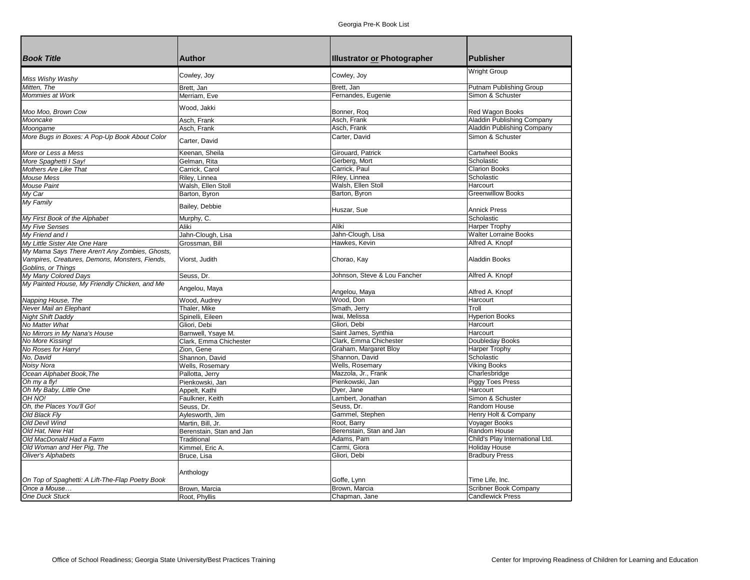| *Book Title* | Author | Illustrator or Photographer | Publisher |
|---|---|---|---|
| *Miss Wishy Washy* | Cowley, Joy | Cowley, Joy | Wright Group |
| *Mitten, The* | Brett, Jan | Brett, Jan | Putnam Publishing Group |
| *Mommies at Work* | Merriam, Eve | Fernandes, Eugenie | Simon & Schuster |
| *Moo Moo, Brown Cow* | Wood, Jakki | Bonner, Roq | Red Wagon Books |
| *Mooncake* | Asch, Frank | Asch, Frank | Aladdin Publishing Company |
| *Moongame* | Asch, Frank | Asch, Frank | Aladdin Publishing Company |
| *More Bugs in Boxes: A Pop-Up Book About Color* | Carter, David | Carter, David | Simon & Schuster |
| *More or Less a Mess* | Keenan, Sheila | Girouard, Patrick | Cartwheel Books |
| *More Spaghetti I Say!* | Gelman, Rita | Gerberg, Mort | Scholastic |
| *Mothers Are Like That* | Carrick, Carol | Carrick, Paul | Clarion Books |
| *Mouse Mess* | Riley, Linnea | Riley, Linnea | Scholastic |
| *Mouse Paint* | Walsh, Ellen Stoll | Walsh, Ellen Stoll | Harcourt |
| *My Car* | Barton, Byron | Barton, Byron | Greenwillow Books |
| *My Family* | Bailey, Debbie | Huszar, Sue | Annick Press |
| *My First Book of the Alphabet* | Murphy, C. | | Scholastic |
| *My Five Senses* | Aliki | Aliki | Harper Trophy |
| *My Friend and I* | Jahn-Clough, Lisa | Jahn-Clough, Lisa | Walter Lorraine Books |
| *My Little Sister Ate One Hare* | Grossman, Bill | Hawkes, Kevin | Alfred A. Knopf |
| *My Mama Says There Aren't Any Zombies, Ghosts, Vampires, Creatures, Demons, Monsters, Fiends, Goblins, or Things* | Viorst, Judith | Chorao, Kay | Aladdin Books |
| *My Many Colored Days* | Seuss, Dr. | Johnson, Steve & Lou Fancher | Alfred A. Knopf |
| *My Painted House, My Friendly Chicken, and Me* | Angelou, Maya | Angelou, Maya | Alfred A. Knopf |
| *Napping House, The* | Wood, Audrey | Wood, Don | Harcourt |
| *Never Mail an Elephant* | Thaler, Mike | Smath, Jerry | Troll |
| *Night Shift Daddy* | Spinelli, Eileen | Iwai, Melissa | Hyperion Books |
| *No Matter What* | Gliori, Debi | Gliori, Debi | Harcourt |
| *No Mirrors in My Nana's House* | Barnwell, Ysaye M. | Saint James, Synthia | Harcourt |
| *No More Kissing!* | Clark, Emma Chichester | Clark, Emma Chichester | Doubleday Books |
| *No Roses for Harry!* | Zion, Gene | Graham, Margaret Bloy | Harper Trophy |
| *No, David* | Shannon, David | Shannon, David | Scholastic |
| *Noisy Nora* | Wells, Rosemary | Wells, Rosemary | Viking Books |
| *Ocean Alphabet Book,The* | Pallotta, Jerry | Mazzola, Jr., Frank | Charlesbridge |
| *Oh my a fly!* | Pienkowski, Jan | Pienkowski, Jan | Piggy Toes Press |
| *Oh My Baby, Little One* | Appelt, Kathi | Dyer, Jane | Harcourt |
| *OH NO!* | Faulkner, Keith | Lambert, Jonathan | Simon & Schuster |
| *Oh, the Places You'll Go!* | Seuss, Dr. | Seuss, Dr. | Random House |
| *Old Black Fly* | Aylesworth, Jim | Gammel, Stephen | Henry Holt & Company |
| *Old Devil Wind* | Martin, Bill, Jr. | Root, Barry | Voyager Books |
| *Old Hat, New Hat* | Berenstain, Stan and Jan | Berenstain, Stan and Jan | Random House |
| *Old MacDonald Had a Farm* | Traditional | Adams, Pam | Child's Play International Ltd. |
| *Old Woman and Her Pig, The* | Kimmel, Eric A. | Carmi, Giora | Holiday House |
| *Oliver's Alphabets* | Bruce, Lisa | Gliori, Debi | Bradbury Press |
| *On Top of Spaghetti: A Lift-The-Flap Poetry Book* | Anthology | Goffe, Lynn | Time Life, Inc. |
| *Once a Mouse…* | Brown, Marcia | Brown, Marcia | Scribner Book Company |
| *One Duck Stuck* | Root, Phyllis | Chapman, Jane | Candlewick Press |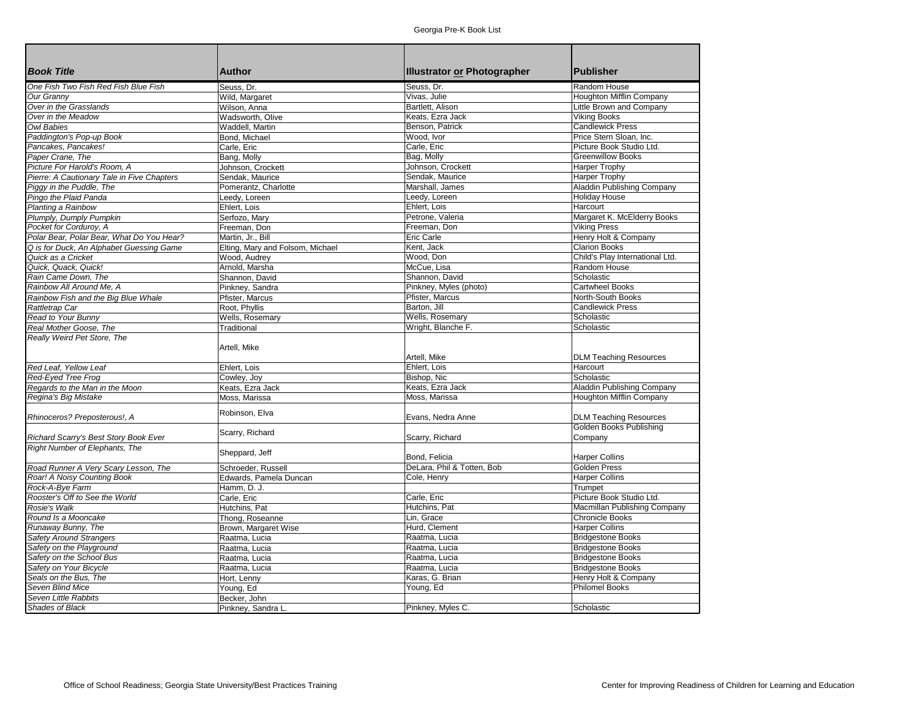Georgia Pre-K Book List

| *Book Title* | Author | Illustrator or Photographer | Publisher |
|---|---|---|---|
| *One Fish Two Fish Red Fish Blue Fish* | Seuss, Dr. | Seuss, Dr. | Random House |
| *Our Granny* | Wild, Margaret | Vivas, Julie | Houghton Mifflin Company |
| *Over in the Grasslands* | Wilson, Anna | Bartlett, Alison | Little Brown and Company |
| *Over in the Meadow* | Wadsworth, Olive | Keats, Ezra Jack | Viking Books |
| *Owl Babies* | Waddell, Martin | Benson, Patrick | Candlewick Press |
| *Paddington's Pop-up Book* | Bond, Michael | Wood, Ivor | Price Stern Sloan, Inc. |
| *Pancakes, Pancakes!* | Carle, Eric | Carle, Eric | Picture Book Studio Ltd. |
| *Paper Crane, The* | Bang, Molly | Bag, Molly | Greenwillow Books |
| *Picture For Harold's Room, A* | Johnson, Crockett | Johnson, Crockett | Harper Trophy |
| *Pierre: A Cautionary Tale in Five Chapters* | Sendak, Maurice | Sendak, Maurice | Harper Trophy |
| *Piggy in the Puddle, The* | Pomerantz, Charlotte | Marshall, James | Aladdin Publishing Company |
| *Pingo the Plaid Panda* | Leedy, Loreen | Leedy, Loreen | Holiday House |
| *Planting a Rainbow* | Ehlert, Lois | Ehlert, Lois | Harcourt |
| *Plumply, Dumply Pumpkin* | Serfozo, Mary | Petrone, Valeria | Margaret K. McElderry Books |
| *Pocket for Corduroy, A* | Freeman, Don | Freeman, Don | Viking Press |
| *Polar Bear, Polar Bear, What Do You Hear?* | Martin, Jr., Bill | Eric Carle | Henry Holt & Company |
| *Q is for Duck, An Alphabet Guessing Game* | Elting, Mary and Folsom, Michael | Kent, Jack | Clarion Books |
| *Quick as a Cricket* | Wood, Audrey | Wood, Don | Child's Play International Ltd. |
| *Quick, Quack, Quick!* | Arnold, Marsha | McCue, Lisa | Random House |
| *Rain Came Down, The* | Shannon, David | Shannon, David | Scholastic |
| *Rainbow All Around Me, A* | Pinkney, Sandra | Pinkney, Myles (photo) | Cartwheel Books |
| *Rainbow Fish and the Big Blue Whale* | Pfister, Marcus | Pfister, Marcus | North-South Books |
| *Rattletrap Car* | Root, Phyllis | Barton, Jill | Candlewick Press |
| *Read to Your Bunny* | Wells, Rosemary | Wells, Rosemary | Scholastic |
| *Real Mother Goose, The* | Traditional | Wright, Blanche F. | Scholastic |
| *Really Weird Pet Store, The* | Artell, Mike | Artell, Mike | DLM Teaching Resources |
| *Red Leaf, Yellow Leaf* | Ehlert, Lois | Ehlert, Lois | Harcourt |
| *Red-Eyed Tree Frog* | Cowley, Joy | Bishop, Nic | Scholastic |
| *Regards to the Man in the Moon* | Keats, Ezra Jack | Keats, Ezra Jack | Aladdin Publishing Company |
| *Regina's Big Mistake* | Moss, Marissa | Moss, Marissa | Houghton Mifflin Company |
| *Rhinoceros? Preposterous!, A* | Robinson, Elva | Evans, Nedra Anne | DLM Teaching Resources |
| *Richard Scarry's Best Story Book Ever* | Scarry, Richard | Scarry, Richard | Golden Books Publishing Company |
| *Right Number of Elephants, The* | Sheppard, Jeff | Bond, Felicia | Harper Collins |
| *Road Runner A Very Scary Lesson, The* | Schroeder, Russell | DeLara, Phil & Totten, Bob | Golden Press |
| *Roar! A Noisy Counting Book* | Edwards, Pamela Duncan | Cole, Henry | Harper Collins |
| *Rock-A-Bye Farm* | Hamm, D. J. | | Trumpet |
| *Rooster's Off to See the World* | Carle, Eric | Carle, Eric | Picture Book Studio Ltd. |
| *Rosie's Walk* | Hutchins, Pat | Hutchins, Pat | Macmillan Publishing Company |
| *Round Is a Mooncake* | Thong, Roseanne | Lin, Grace | Chronicle Books |
| *Runaway Bunny, The* | Brown, Margaret Wise | Hurd, Clement | Harper Collins |
| *Safety Around Strangers* | Raatma, Lucia | Raatma, Lucia | Bridgestone Books |
| *Safety on the Playground* | Raatma, Lucia | Raatma, Lucia | Bridgestone Books |
| *Safety on the School Bus* | Raatma, Lucia | Raatma, Lucia | Bridgestone Books |
| *Safety on Your Bicycle* | Raatma, Lucia | Raatma, Lucia | Bridgestone Books |
| *Seals on the Bus, The* | Hort, Lenny | Karas, G. Brian | Henry Holt & Company |
| *Seven Blind Mice* | Young, Ed | Young, Ed | Philomel Books |
| *Seven Little Rabbits* | Becker, John | | |
| *Shades of Black* | Pinkney, Sandra L. | Pinkney, Myles C. | Scholastic |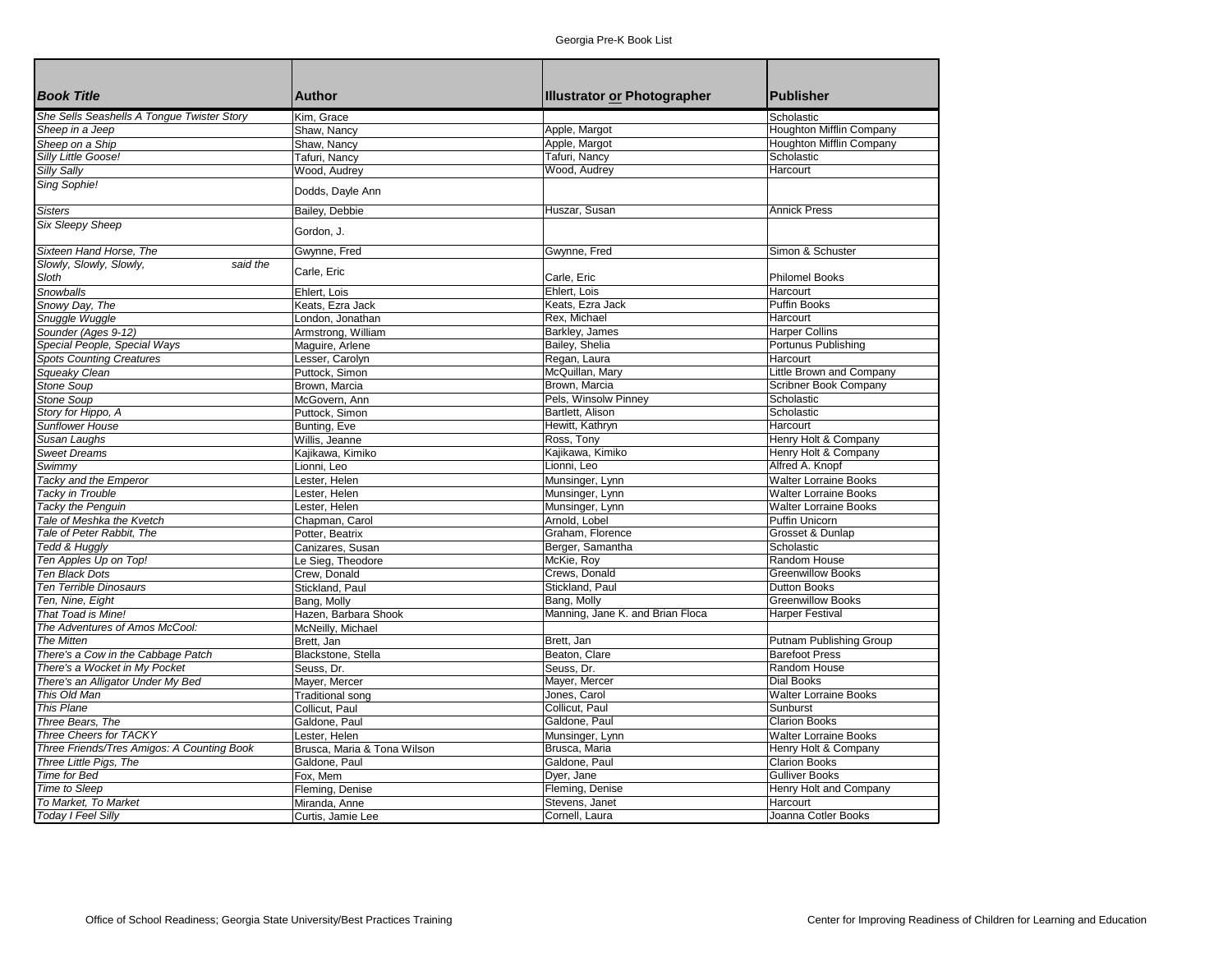| *Book Title* | Author | Illustrator or Photographer | Publisher |
|---|---|---|---|
| *She Sells Seashells A Tongue Twister Story* | Kim, Grace | | Scholastic |
| *Sheep in a Jeep* | Shaw, Nancy | Apple, Margot | Houghton Mifflin Company |
| *Sheep on a Ship* | Shaw, Nancy | Apple, Margot | Houghton Mifflin Company |
| *Silly Little Goose!* | Tafuri, Nancy | Tafuri, Nancy | Scholastic |
| *Silly Sally* | Wood, Audrey | Wood, Audrey | Harcourt |
| *Sing Sophie!* | Dodds, Dayle Ann | | |
| *Sisters* | Bailey, Debbie | Huszar, Susan | Annick Press |
| *Six Sleepy Sheep* | Gordon, J. | | |
| *Sixteen Hand Horse, The* | Gwynne, Fred | Gwynne, Fred | Simon & Schuster |
| *Slowly, Slowly, Slowly, said the Sloth* | Carle, Eric | Carle, Eric | Philomel Books |
| *Snowballs* | Ehlert, Lois | Ehlert, Lois | Harcourt |
| *Snowy Day, The* | Keats, Ezra Jack | Keats, Ezra Jack | Puffin Books |
| *Snuggle Wuggle* | London, Jonathan | Rex, Michael | Harcourt |
| *Sounder (Ages 9-12)* | Armstrong, William | Barkley, James | Harper Collins |
| *Special People, Special Ways* | Maguire, Arlene | Bailey, Shelia | Portunus Publishing |
| *Spots Counting Creatures* | Lesser, Carolyn | Regan, Laura | Harcourt |
| *Squeaky Clean* | Puttock, Simon | McQuillan, Mary | Little Brown and Company |
| *Stone Soup* | Brown, Marcia | Brown, Marcia | Scribner Book Company |
| *Stone Soup* | McGovern, Ann | Pels, Winsolw Pinney | Scholastic |
| *Story for Hippo, A* | Puttock, Simon | Bartlett, Alison | Scholastic |
| *Sunflower House* | Bunting, Eve | Hewitt, Kathryn | Harcourt |
| *Susan Laughs* | Willis, Jeanne | Ross, Tony | Henry Holt & Company |
| *Sweet Dreams* | Kajikawa, Kimiko | Kajikawa, Kimiko | Henry Holt & Company |
| *Swimmy* | Lionni, Leo | Lionni, Leo | Alfred A. Knopf |
| *Tacky and the Emperor* | Lester, Helen | Munsinger, Lynn | Walter Lorraine Books |
| *Tacky in Trouble* | Lester, Helen | Munsinger, Lynn | Walter Lorraine Books |
| *Tacky the Penguin* | Lester, Helen | Munsinger, Lynn | Walter Lorraine Books |
| *Tale of Meshka the Kvetch* | Chapman, Carol | Arnold, Lobel | Puffin Unicorn |
| *Tale of Peter Rabbit, The* | Potter, Beatrix | Graham, Florence | Grosset & Dunlap |
| *Tedd & Huggly* | Canizares, Susan | Berger, Samantha | Scholastic |
| *Ten Apples Up on Top!* | Le Sieg, Theodore | McKie, Roy | Random House |
| *Ten Black Dots* | Crew, Donald | Crews, Donald | Greenwillow Books |
| *Ten Terrible Dinosaurs* | Stickland, Paul | Stickland, Paul | Dutton Books |
| *Ten, Nine, Eight* | Bang, Molly | Bang, Molly | Greenwillow Books |
| *That Toad is Mine!* | Hazen, Barbara Shook | Manning, Jane K. and Brian Floca | Harper Festival |
| *The Adventures of Amos McCool:* | McNeilly, Michael | | |
| *The Mitten* | Brett, Jan | Brett, Jan | Putnam Publishing Group |
| *There's a Cow in the Cabbage Patch* | Blackstone, Stella | Beaton, Clare | Barefoot Press |
| *There's a Wocket in My Pocket* | Seuss, Dr. | Seuss, Dr. | Random House |
| *There's an Alligator Under My Bed* | Mayer, Mercer | Mayer, Mercer | Dial Books |
| *This Old Man* | Traditional song | Jones, Carol | Walter Lorraine Books |
| *This Plane* | Collicut, Paul | Collicut, Paul | Sunburst |
| *Three Bears, The* | Galdone, Paul | Galdone, Paul | Clarion Books |
| *Three Cheers for TACKY* | Lester, Helen | Munsinger, Lynn | Walter Lorraine Books |
| *Three Friends/Tres Amigos: A Counting Book* | Brusca, Maria & Tona Wilson | Brusca, Maria | Henry Holt & Company |
| *Three Little Pigs, The* | Galdone, Paul | Galdone, Paul | Clarion Books |
| *Time for Bed* | Fox, Mem | Dyer, Jane | Gulliver Books |
| *Time to Sleep* | Fleming, Denise | Fleming, Denise | Henry Holt and Company |
| *To Market, To Market* | Miranda, Anne | Stevens, Janet | Harcourt |
| *Today I Feel Silly* | Curtis, Jamie Lee | Cornell, Laura | Joanna Cotler Books |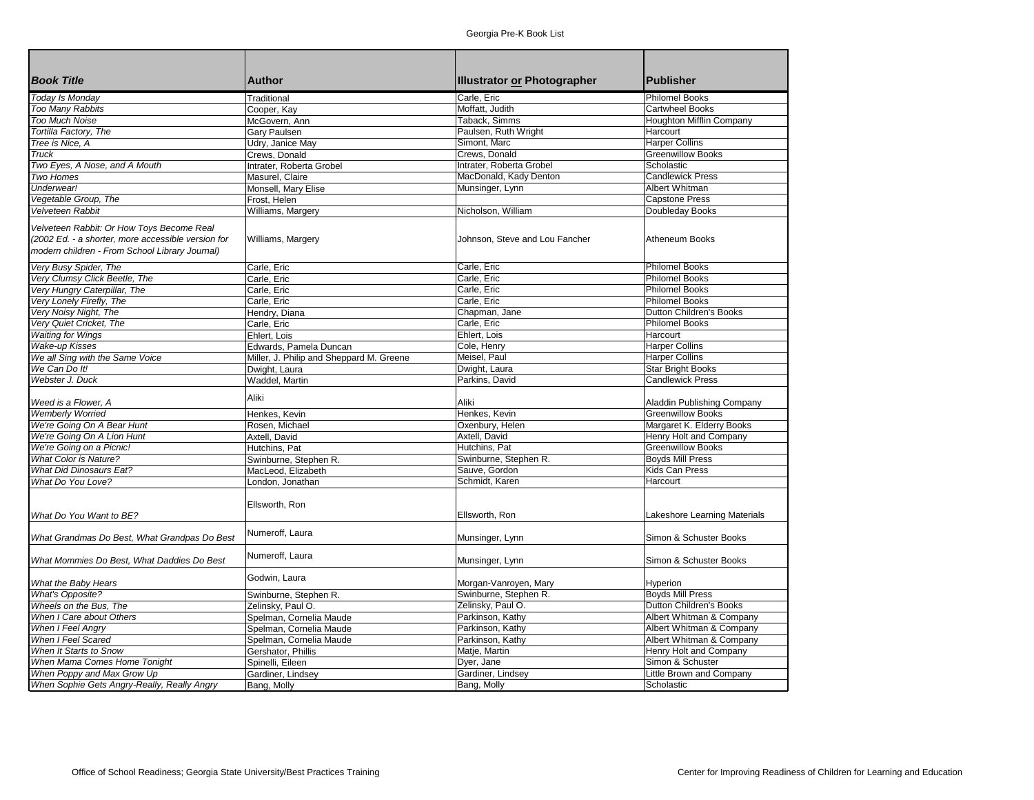| *Book Title* | **Author** | **Illustrator or Photographer** | **Publisher** |
|---|---|---|---|
| *Today Is Monday* | Traditional | Carle, Eric | Philomel Books |
| *Too Many Rabbits* | Cooper, Kay | Moffatt, Judith | Cartwheel Books |
| *Too Much Noise* | McGovern, Ann | Taback, Simms | Houghton Mifflin Company |
| *Tortilla Factory, The* | Gary Paulsen | Paulsen, Ruth Wright | Harcourt |
| *Tree is Nice, A* | Udry, Janice May | Simont, Marc | Harper Collins |
| *Truck* | Crews, Donald | Crews, Donald | Greenwillow Books |
| *Two Eyes, A Nose, and A Mouth* | Intrater, Roberta Grobel | Intrater, Roberta Grobel | Scholastic |
| *Two Homes* | Masurel, Claire | MacDonald, Kady Denton | Candlewick Press |
| *Underwear!* | Monsell, Mary Elise | Munsinger, Lynn | Albert Whitman |
| *Vegetable Group, The* | Frost, Helen | | Capstone Press |
| *Velveteen Rabbit* | Williams, Margery | Nicholson, William | Doubleday Books |
| *Velveteen Rabbit: Or How Toys Become Real (2002 Ed. - a shorter, more accessible version for modern children - From School Library Journal)* | Williams, Margery | Johnson, Steve and Lou Fancher | Atheneum Books |
| *Very Busy Spider, The* | Carle, Eric | Carle, Eric | Philomel Books |
| *Very Clumsy Click Beetle, The* | Carle, Eric | Carle, Eric | Philomel Books |
| *Very Hungry Caterpillar, The* | Carle, Eric | Carle, Eric | Philomel Books |
| *Very Lonely Firefly, The* | Carle, Eric | Carle, Eric | Philomel Books |
| *Very Noisy Night, The* | Hendry, Diana | Chapman, Jane | Dutton Children's Books |
| *Very Quiet Cricket, The* | Carle, Eric | Carle, Eric | Philomel Books |
| *Waiting for Wings* | Ehlert, Lois | Ehlert, Lois | Harcourt |
| *Wake-up Kisses* | Edwards, Pamela Duncan | Cole, Henry | Harper Collins |
| *We all Sing with the Same Voice* | Miller, J. Philip and Sheppard M. Greene | Meisel, Paul | Harper Collins |
| *We Can Do It!* | Dwight, Laura | Dwight, Laura | Star Bright Books |
| *Webster J. Duck* | Waddel, Martin | Parkins, David | Candlewick Press |
| *Weed is a Flower, A* | Aliki | Aliki | Aladdin Publishing Company |
| *Wemberly Worried* | Henkes, Kevin | Henkes, Kevin | Greenwillow Books |
| *We're Going On A Bear Hunt* | Rosen, Michael | Oxenbury, Helen | Margaret K. Elderry Books |
| *We're Going On A Lion Hunt* | Axtell, David | Axtell, David | Henry Holt and Company |
| *We're Going on a Picnic!* | Hutchins, Pat | Hutchins, Pat | Greenwillow Books |
| *What Color is Nature?* | Swinburne, Stephen R. | Swinburne, Stephen R. | Boyds Mill Press |
| *What Did Dinosaurs Eat?* | MacLeod, Elizabeth | Sauve, Gordon | Kids Can Press |
| *What Do You Love?* | London, Jonathan | Schmidt, Karen | Harcourt |
| *What Do You Want to BE?* | Ellsworth, Ron | Ellsworth, Ron | Lakeshore Learning Materials |
| *What Grandmas Do Best, What Grandpas Do Best* | Numeroff, Laura | Munsinger, Lynn | Simon & Schuster Books |
| *What Mommies Do Best, What Daddies Do Best* | Numeroff, Laura | Munsinger, Lynn | Simon & Schuster Books |
| *What the Baby Hears* | Godwin, Laura | Morgan-Vanroyen, Mary | Hyperion |
| *What's Opposite?* | Swinburne, Stephen R. | Swinburne, Stephen R. | Boyds Mill Press |
| *Wheels on the Bus, The* | Zelinsky, Paul O. | Zelinsky, Paul O. | Dutton Children's Books |
| *When I Care about Others* | Spelman, Cornelia Maude | Parkinson, Kathy | Albert Whitman & Company |
| *When I Feel Angry* | Spelman, Cornelia Maude | Parkinson, Kathy | Albert Whitman & Company |
| *When I Feel Scared* | Spelman, Cornelia Maude | Parkinson, Kathy | Albert Whitman & Company |
| *When It Starts to Snow* | Gershator, Phillis | Matje, Martin | Henry Holt and Company |
| *When Mama Comes Home Tonight* | Spinelli, Eileen | Dyer, Jane | Simon & Schuster |
| *When Poppy and Max Grow Up* | Gardiner, Lindsey | Gardiner, Lindsey | Little Brown and Company |
| *When Sophie Gets Angry-Really, Really Angry* | Bang, Molly | Bang, Molly | Scholastic |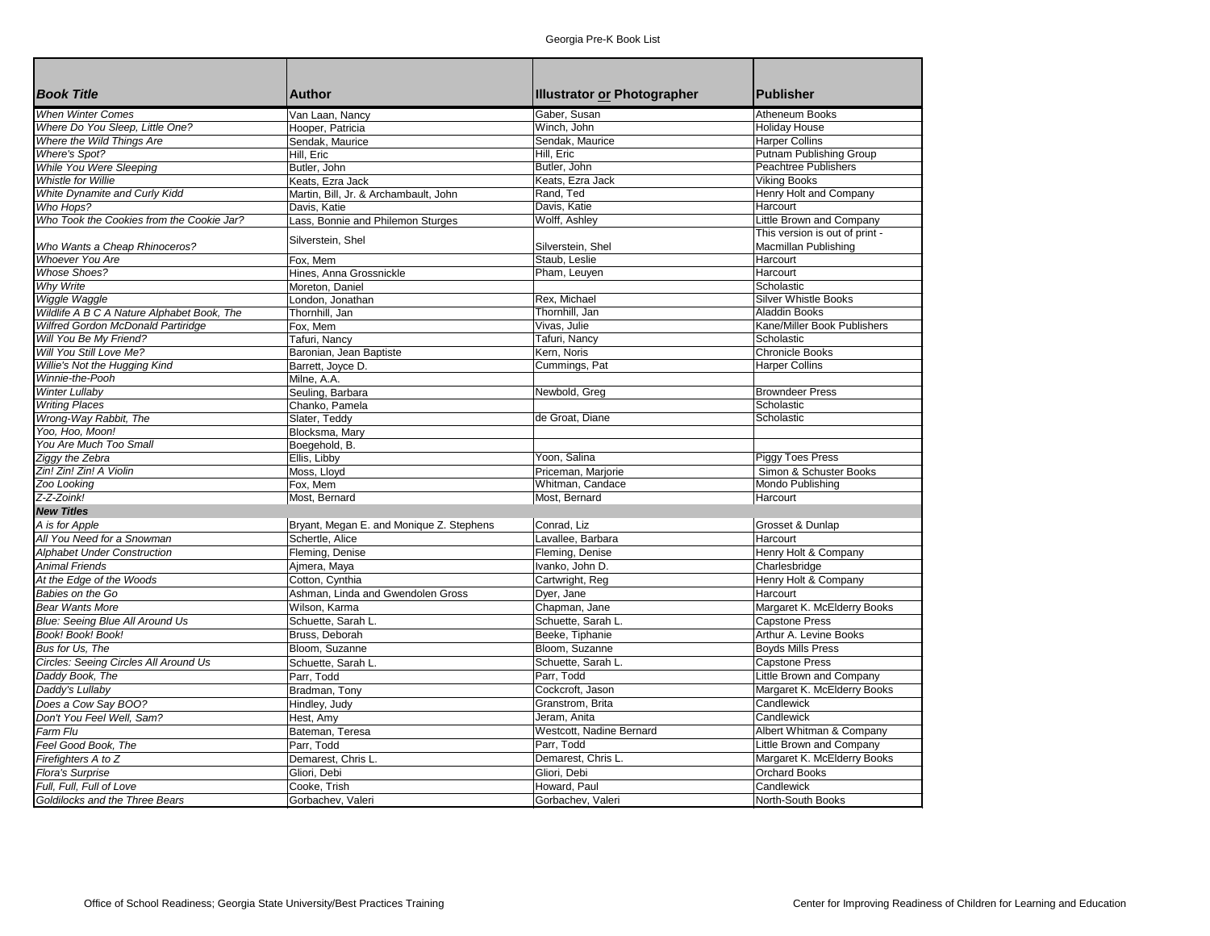| *Book Title* | **Author** | **Illustrator or Photographer** | **Publisher** |
|---|---|---|---|
| *When Winter Comes* | Van Laan, Nancy | Gaber, Susan | Atheneum Books |
| *Where Do You Sleep, Little One?* | Hooper, Patricia | Winch, John | Holiday House |
| *Where the Wild Things Are* | Sendak, Maurice | Sendak, Maurice | Harper Collins |
| *Where's Spot?* | Hill, Eric | Hill, Eric | Putnam Publishing Group |
| *While You Were Sleeping* | Butler, John | Butler, John | Peachtree Publishers |
| *Whistle for Willie* | Keats, Ezra Jack | Keats, Ezra Jack | Viking Books |
| *White Dynamite and Curly Kidd* | Martin, Bill, Jr. & Archambault, John | Rand, Ted | Henry Holt and Company |
| *Who Hops?* | Davis, Katie | Davis, Katie | Harcourt |
| *Who Took the Cookies from the Cookie Jar?* | Lass, Bonnie and Philemon Sturges | Wolff, Ashley | Little Brown and Company |
| *Who Wants a Cheap Rhinoceros?* | Silverstein, Shel | Silverstein, Shel | This version is out of print - Macmillan Publishing |
| *Whoever You Are* | Fox, Mem | Staub, Leslie | Harcourt |
| *Whose Shoes?* | Hines, Anna Grossnickle | Pham, Leuyen | Harcourt |
| *Why Write* | Moreton, Daniel | | Scholastic |
| *Wiggle Waggle* | London, Jonathan | Rex, Michael | Silver Whistle Books |
| *Wildlife A B C A Nature Alphabet Book, The* | Thornhill, Jan | Thornhill, Jan | Aladdin Books |
| *Wilfred Gordon McDonald Partiridge* | Fox, Mem | Vivas, Julie | Kane/Miller Book Publishers |
| *Will You Be My Friend?* | Tafuri, Nancy | Tafuri, Nancy | Scholastic |
| *Will You Still Love Me?* | Baronian, Jean Baptiste | Kern, Noris | Chronicle Books |
| *Willie's Not the Hugging Kind* | Barrett, Joyce D. | Cummings, Pat | Harper Collins |
| *Winnie-the-Pooh* | Milne, A.A. | | |
| *Winter Lullaby* | Seuling, Barbara | Newbold, Greg | Browndeer Press |
| *Writing Places* | Chanko, Pamela | | Scholastic |
| *Wrong-Way Rabbit, The* | Slater, Teddy | de Groat, Diane | Scholastic |
| *Yoo, Hoo, Moon!* | Blocksma, Mary | | |
| *You Are Much Too Small* | Boegehold, B. | | |
| *Ziggy the Zebra* | Ellis, Libby | Yoon, Salina | Piggy Toes Press |
| *Zin! Zin! Zin! A Violin* | Moss, Lloyd | Priceman, Marjorie | Simon & Schuster Books |
| *Zoo Looking* | Fox, Mem | Whitman, Candace | Mondo Publishing |
| *Z-Z-Zoink!* | Most, Bernard | Most, Bernard | Harcourt |
| ***New Titles*** | | | |
| *A is for Apple* | Bryant, Megan E. and Monique Z. Stephens | Conrad, Liz | Grosset & Dunlap |
| *All You Need for a Snowman* | Schertle, Alice | Lavallee, Barbara | Harcourt |
| *Alphabet Under Construction* | Fleming, Denise | Fleming, Denise | Henry Holt & Company |
| *Animal Friends* | Ajmera, Maya | Ivanko, John D. | Charlesbridge |
| *At the Edge of the Woods* | Cotton, Cynthia | Cartwright, Reg | Henry Holt & Company |
| *Babies on the Go* | Ashman, Linda and Gwendolen Gross | Dyer, Jane | Harcourt |
| *Bear Wants More* | Wilson, Karma | Chapman, Jane | Margaret K. McElderry Books |
| *Blue: Seeing Blue All Around Us* | Schuette, Sarah L. | Schuette, Sarah L. | Capstone Press |
| *Book! Book! Book!* | Bruss, Deborah | Beeke, Tiphanie | Arthur A. Levine Books |
| *Bus for Us, The* | Bloom, Suzanne | Bloom, Suzanne | Boyds Mills Press |
| *Circles: Seeing Circles All Around Us* | Schuette, Sarah L. | Schuette, Sarah L. | Capstone Press |
| *Daddy Book, The* | Parr, Todd | Parr, Todd | Little Brown and Company |
| *Daddy's Lullaby* | Bradman, Tony | Cockcroft, Jason | Margaret K. McElderry Books |
| *Does a Cow Say BOO?* | Hindley, Judy | Granstrom, Brita | Candlewick |
| *Don't You Feel Well, Sam?* | Hest, Amy | Jeram, Anita | Candlewick |
| *Farm Flu* | Bateman, Teresa | Westcott, Nadine Bernard | Albert Whitman & Company |
| *Feel Good Book, The* | Parr, Todd | Parr, Todd | Little Brown and Company |
| *Firefighters A to Z* | Demarest, Chris L. | Demarest, Chris L. | Margaret K. McElderry Books |
| *Flora's Surprise* | Gliori, Debi | Gliori, Debi | Orchard Books |
| *Full, Full, Full of Love* | Cooke, Trish | Howard, Paul | Candlewick |
| *Goldilocks and the Three Bears* | Gorbachev, Valeri | Gorbachev, Valeri | North-South Books |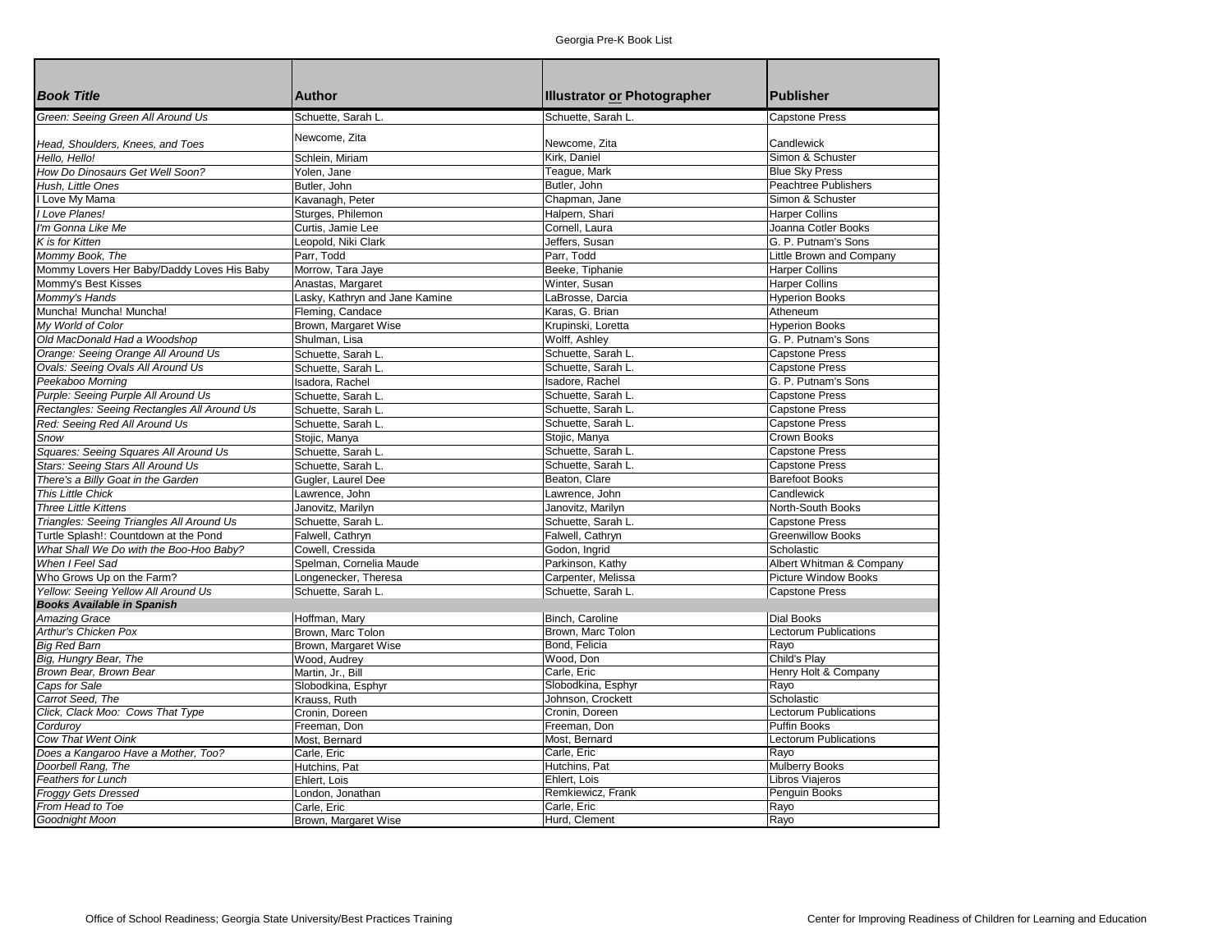Georgia Pre-K Book List

| Book Title | Author | Illustrator or Photographer | Publisher |
|---|---|---|---|
| *Green: Seeing Green All Around Us* | Schuette, Sarah L. | Schuette, Sarah L. | Capstone Press |
| *Head, Shoulders, Knees, and Toes* | Newcome, Zita | Newcome, Zita | Candlewick |
| *Hello, Hello!* | Schlein, Miriam | Kirk, Daniel | Simon & Schuster |
| *How Do Dinosaurs Get Well Soon?* | Yolen, Jane | Teague, Mark | Blue Sky Press |
| *Hush, Little Ones* | Butler, John | Butler, John | Peachtree Publishers |
| I Love My Mama | Kavanagh, Peter | Chapman, Jane | Simon & Schuster |
| *I Love Planes!* | Sturges, Philemon | Halpern, Shari | Harper Collins |
| *I'm Gonna Like Me* | Curtis, Jamie Lee | Cornell, Laura | Joanna Cotler Books |
| *K is for Kitten* | Leopold, Niki Clark | Jeffers, Susan | G. P. Putnam's Sons |
| *Mommy Book, The* | Parr, Todd | Parr, Todd | Little Brown and Company |
| Mommy Lovers Her Baby/Daddy Loves His Baby | Morrow, Tara Jaye | Beeke, Tiphanie | Harper Collins |
| Mommy's Best Kisses | Anastas, Margaret | Winter, Susan | Harper Collins |
| *Mommy's Hands* | Lasky, Kathryn and Jane Kamine | LaBrosse, Darcia | Hyperion Books |
| Muncha! Muncha! Muncha! | Fleming, Candace | Karas, G. Brian | Atheneum |
| *My World of Color* | Brown, Margaret Wise | Krupinski, Loretta | Hyperion Books |
| *Old MacDonald Had a Woodshop* | Shulman, Lisa | Wolff, Ashley | G. P. Putnam's Sons |
| *Orange: Seeing Orange All Around Us* | Schuette, Sarah L. | Schuette, Sarah L. | Capstone Press |
| *Ovals: Seeing Ovals All Around Us* | Schuette, Sarah L. | Schuette, Sarah L. | Capstone Press |
| *Peekaboo Morning* | Isadora, Rachel | Isadore, Rachel | G. P. Putnam's Sons |
| *Purple: Seeing Purple All Around Us* | Schuette, Sarah L. | Schuette, Sarah L. | Capstone Press |
| *Rectangles: Seeing Rectangles All Around Us* | Schuette, Sarah L. | Schuette, Sarah L. | Capstone Press |
| *Red: Seeing Red All Around Us* | Schuette, Sarah L. | Schuette, Sarah L. | Capstone Press |
| *Snow* | Stojic, Manya | Stojic, Manya | Crown Books |
| *Squares: Seeing Squares All Around Us* | Schuette, Sarah L. | Schuette, Sarah L. | Capstone Press |
| *Stars: Seeing Stars All Around Us* | Schuette, Sarah L. | Schuette, Sarah L. | Capstone Press |
| *There's a Billy Goat in the Garden* | Gugler, Laurel Dee | Beaton, Clare | Barefoot Books |
| *This Little Chick* | Lawrence, John | Lawrence, John | Candlewick |
| *Three Little Kittens* | Janovitz, Marilyn | Janovitz, Marilyn | North-South Books |
| *Triangles: Seeing Triangles All Around Us* | Schuette, Sarah L. | Schuette, Sarah L. | Capstone Press |
| Turtle Splash!: Countdown at the Pond | Falwell, Cathryn | Falwell, Cathryn | Greenwillow Books |
| *What Shall We Do with the Boo-Hoo Baby?* | Cowell, Cressida | Godon, Ingrid | Scholastic |
| *When I Feel Sad* | Spelman, Cornelia Maude | Parkinson, Kathy | Albert Whitman & Company |
| Who Grows Up on the Farm? | Longenecker, Theresa | Carpenter, Melissa | Picture Window Books |
| *Yellow: Seeing Yellow All Around Us* | Schuette, Sarah L. | Schuette, Sarah L. | Capstone Press |
| ***Books Available in Spanish*** | | | |
| *Amazing Grace* | Hoffman, Mary | Binch, Caroline | Dial Books |
| *Arthur's Chicken Pox* | Brown, Marc Tolon | Brown, Marc Tolon | Lectorum Publications |
| *Big Red Barn* | Brown, Margaret Wise | Bond, Felicia | Rayo |
| *Big, Hungry Bear, The* | Wood, Audrey | Wood, Don | Child's Play |
| *Brown Bear, Brown Bear* | Martin, Jr., Bill | Carle, Eric | Henry Holt & Company |
| *Caps for Sale* | Slobodkina, Esphyr | Slobodkina, Esphyr | Rayo |
| *Carrot Seed, The* | Krauss, Ruth | Johnson, Crockett | Scholastic |
| *Click, Clack Moo: Cows That Type* | Cronin, Doreen | Cronin, Doreen | Lectorum Publications |
| *Corduroy* | Freeman, Don | Freeman, Don | Puffin Books |
| *Cow That Went Oink* | Most, Bernard | Most, Bernard | Lectorum Publications |
| *Does a Kangaroo Have a Mother, Too?* | Carle, Eric | Carle, Eric | Rayo |
| *Doorbell Rang, The* | Hutchins, Pat | Hutchins, Pat | Mulberry Books |
| *Feathers for Lunch* | Ehlert, Lois | Ehlert, Lois | Libros Viajeros |
| *Froggy Gets Dressed* | London, Jonathan | Remkiewicz, Frank | Penguin Books |
| *From Head to Toe* | Carle, Eric | Carle, Eric | Rayo |
| *Goodnight Moon* | Brown, Margaret Wise | Hurd, Clement | Rayo |

Office of School Readiness; Georgia State University/Best Practices Training

Center for Improving Readiness of Children for Learning and Education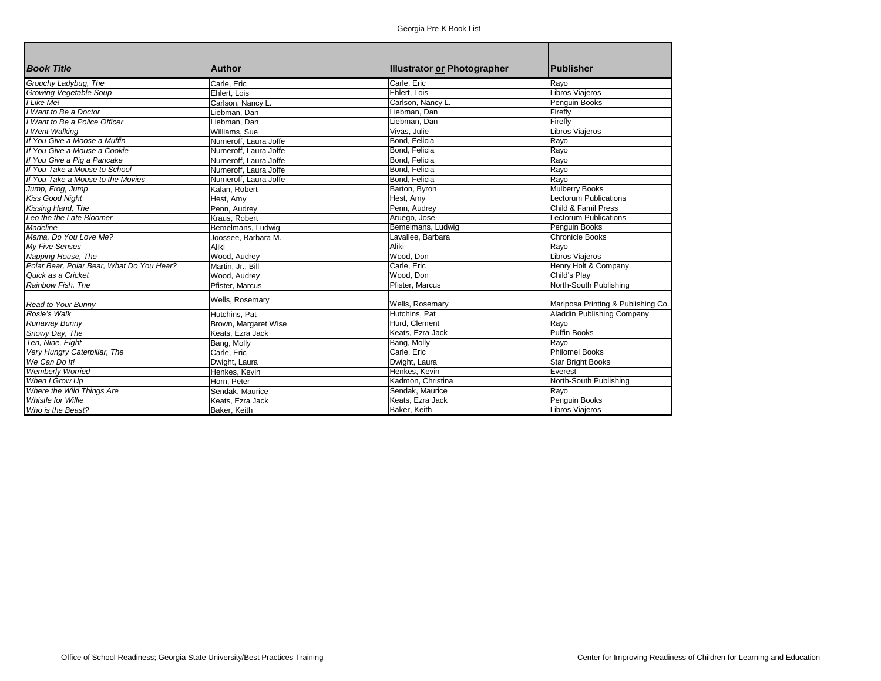| *Book Title* | Author | Illustrator or Photographer | Publisher |
|---|---|---|---|
| *Grouchy Ladybug, The* | Carle, Eric | Carle, Eric | Rayo |
| *Growing Vegetable Soup* | Ehlert, Lois | Ehlert, Lois | Libros Viajeros |
| *I Like Me!* | Carlson, Nancy L. | Carlson, Nancy L. | Penguin Books |
| *I Want to Be a Doctor* | Liebman, Dan | Liebman, Dan | Firefly |
| *I Want to Be a Police Officer* | Liebman, Dan | Liebman, Dan | Firefly |
| *I Went Walking* | Williams, Sue | Vivas, Julie | Libros Viajeros |
| *If You Give a Moose a Muffin* | Numeroff, Laura Joffe | Bond, Felicia | Rayo |
| *If You Give a Mouse a Cookie* | Numeroff, Laura Joffe | Bond, Felicia | Rayo |
| *If You Give a Pig a Pancake* | Numeroff, Laura Joffe | Bond, Felicia | Rayo |
| *If You Take a Mouse to School* | Numeroff, Laura Joffe | Bond, Felicia | Rayo |
| *If You Take a Mouse to the Movies* | Numeroff, Laura Joffe | Bond, Felicia | Rayo |
| *Jump, Frog, Jump* | Kalan, Robert | Barton, Byron | Mulberry Books |
| *Kiss Good Night* | Hest, Amy | Hest, Amy | Lectorum Publications |
| *Kissing Hand, The* | Penn, Audrey | Penn, Audrey | Child & Famil Press |
| *Leo the the Late Bloomer* | Kraus, Robert | Aruego, Jose | Lectorum Publications |
| *Madeline* | Bemelmans, Ludwig | Bemelmans, Ludwig | Penguin Books |
| *Mama, Do You Love Me?* | Joossee, Barbara M. | Lavallee, Barbara | Chronicle Books |
| *My Five Senses* | Aliki | Aliki | Rayo |
| *Napping House, The* | Wood, Audrey | Wood, Don | Libros Viajeros |
| *Polar Bear, Polar Bear, What Do You Hear?* | Martin, Jr., Bill | Carle, Eric | Henry Holt & Company |
| *Quick as a Cricket* | Wood, Audrey | Wood, Don | Child's Play |
| *Rainbow Fish, The* | Pfister, Marcus | Pfister, Marcus | North-South Publishing |
| *Read to Your Bunny* | Wells, Rosemary | Wells, Rosemary | Mariposa Printing & Publishing Co. |
| *Rosie's Walk* | Hutchins, Pat | Hutchins, Pat | Aladdin Publishing Company |
| *Runaway Bunny* | Brown, Margaret Wise | Hurd, Clement | Rayo |
| *Snowy Day, The* | Keats, Ezra Jack | Keats, Ezra Jack | Puffin Books |
| *Ten, Nine, Eight* | Bang, Molly | Bang, Molly | Rayo |
| *Very Hungry Caterpillar, The* | Carle, Eric | Carle, Eric | Philomel Books |
| *We Can Do It!* | Dwight, Laura | Dwight, Laura | Star Bright Books |
| *Wemberly Worried* | Henkes, Kevin | Henkes, Kevin | Everest |
| *When I Grow Up* | Horn, Peter | Kadmon, Christina | North-South Publishing |
| *Where the Wild Things Are* | Sendak, Maurice | Sendak, Maurice | Rayo |
| *Whistle for Willie* | Keats, Ezra Jack | Keats, Ezra Jack | Penguin Books |
| *Who is the Beast?* | Baker, Keith | Baker, Keith | Libros Viajeros |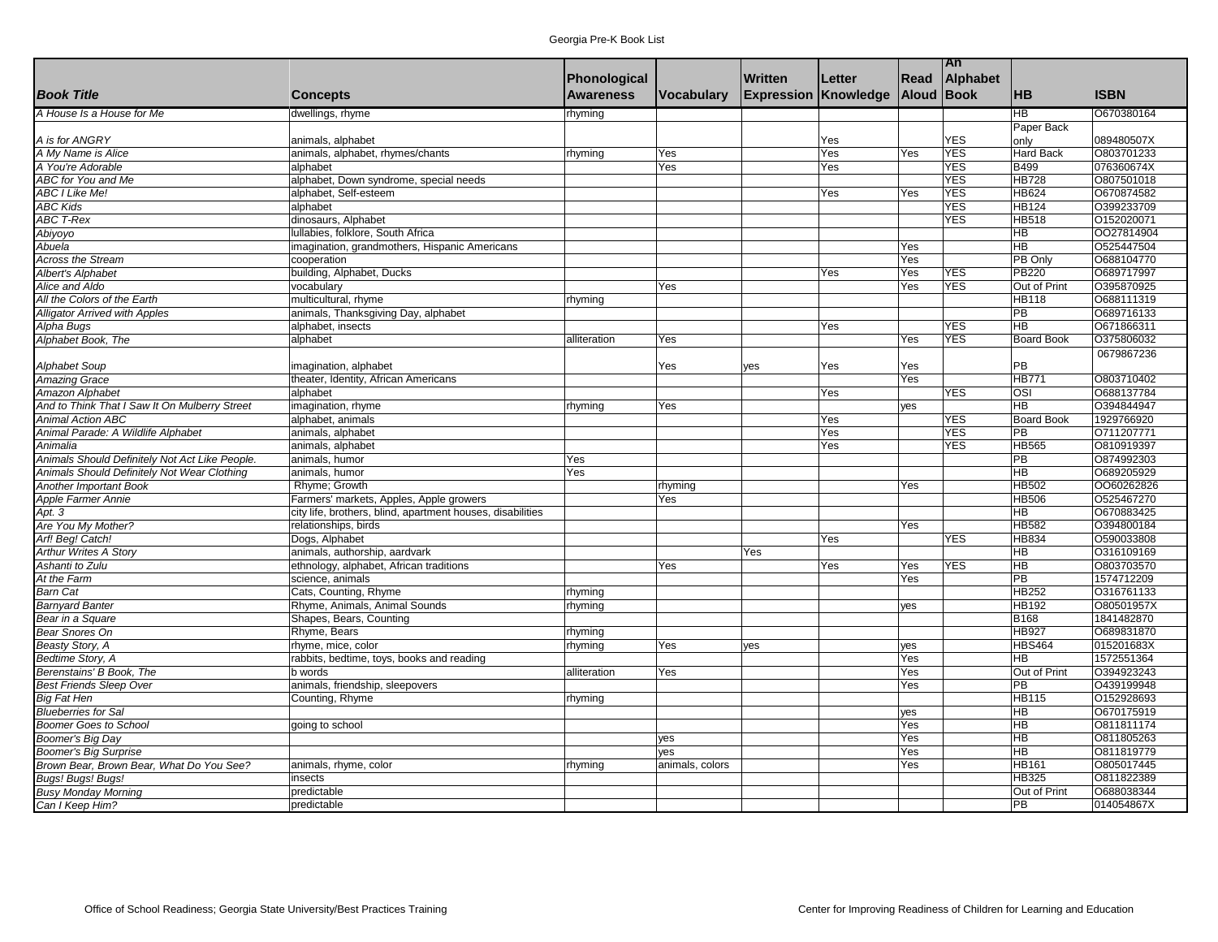| Book Title | Concepts | Phonological Awareness | Vocabulary | Written Expression | Letter Knowledge | Read Aloud | An Alphabet Book | HB | ISBN |
|---|---|---|---|---|---|---|---|---|---|
| A House Is a House for Me | dwellings, rhyme | rhyming | | | | | | HB | O670380164 |
| A is for ANGRY | animals, alphabet | | | | Yes | | YES | Paper Back only | 089480507X |
| A My Name is Alice | animals, alphabet, rhymes/chants | rhyming | Yes | | Yes | Yes | YES | Hard Back | O803701233 |
| A You're Adorable | alphabet | | Yes | | Yes | | YES | B499 | 076360674X |
| ABC for You and Me | alphabet, Down syndrome, special needs | | | | | | YES | HB728 | O807501018 |
| ABC I Like Me! | alphabet, Self-esteem | | | | Yes | Yes | YES | HB624 | O670874582 |
| ABC Kids | alphabet | | | | | | YES | HB124 | O399233709 |
| ABC T-Rex | dinosaurs, Alphabet | | | | | | YES | HB518 | O152020071 |
| Abiyoyo | lullabies, folklore, South Africa | | | | | | | HB | OO27814904 |
| Abuela | imagination, grandmothers, Hispanic Americans | | | | | Yes | | HB | O525447504 |
| Across the Stream | cooperation | | | | | Yes | | PB Only | O688104770 |
| Albert's Alphabet | building, Alphabet, Ducks | | | | Yes | Yes | YES | PB220 | O689717997 |
| Alice and Aldo | vocabulary | | Yes | | | Yes | YES | Out of Print | O395870925 |
| All the Colors of the Earth | multicultural, rhyme | rhyming | | | | | | HB118 | O688111319 |
| Alligator Arrived with Apples | animals, Thanksgiving Day, alphabet | | | | | | | PB | O689716133 |
| Alpha Bugs | alphabet, insects | | | | Yes | | YES | HB | O671866311 |
| Alphabet Book, The | alphabet | alliteration | Yes | | | Yes | YES | Board Book | O375806032 |
| Alphabet Soup | imagination, alphabet | | Yes | yes | Yes | Yes | | PB | 0679867236 |
| Amazing Grace | theater, Identity, African Americans | | | | | Yes | | HB771 | O803710402 |
| Amazon Alphabet | alphabet | | | | Yes | | YES | OSI | O688137784 |
| And to Think That I Saw It On Mulberry Street | imagination, rhyme | rhyming | Yes | | | yes | | HB | O394844947 |
| Animal Action ABC | alphabet, animals | | | | Yes | | YES | Board Book | 1929766920 |
| Animal Parade: A Wildlife Alphabet | animals, alphabet | | | | Yes | | YES | PB | O711207771 |
| Animalia | animals, alphabet | | | | Yes | | YES | HB565 | O810919397 |
| Animals Should Definitely Not Act Like People. | animals, humor | Yes | | | | | | PB | O874992303 |
| Animals Should Definitely Not Wear Clothing | animals, humor | Yes | | | | | | HB | O689205929 |
| Another Important Book | Rhyme; Growth | | rhyming | | | Yes | | HB502 | OO60262826 |
| Apple Farmer Annie | Farmers' markets, Apples, Apple growers | | Yes | | | | | HB506 | O525467270 |
| Apt. 3 | city life, brothers, blind, apartment houses, disabilities | | | | | | | HB | O670883425 |
| Are You My Mother? | relationships, birds | | | | | Yes | | HB582 | O394800184 |
| Arf! Beg! Catch! | Dogs, Alphabet | | | | Yes | | YES | HB834 | O590033808 |
| Arthur Writes A Story | animals, authorship, aardvark | | | Yes | | | | HB | O316109169 |
| Ashanti to Zulu | ethnology, alphabet, African traditions | | Yes | | Yes | Yes | YES | HB | O803703570 |
| At the Farm | science, animals | | | | | Yes | | PB | 1574712209 |
| Barn Cat | Cats, Counting, Rhyme | rhyming | | | | | | HB252 | O316761133 |
| Barnyard Banter | Rhyme, Animals, Animal Sounds | rhyming | | | | yes | | HB192 | O80501957X |
| Bear in a Square | Shapes, Bears, Counting | | | | | | | B168 | 1841482870 |
| Bear Snores On | Rhyme, Bears | rhyming | | | | | | HB927 | O689831870 |
| Beasty Story, A | rhyme, mice, color | rhyming | Yes | yes | | yes | | HBS464 | 015201683X |
| Bedtime Story, A | rabbits, bedtime, toys, books and reading | | | | | Yes | | HB | 1572551364 |
| Berenstains' B Book, The | b words | alliteration | Yes | | | Yes | | Out of Print | O394923243 |
| Best Friends Sleep Over | animals, friendship, sleepovers | | | | | Yes | | PB | O439199948 |
| Big Fat Hen | Counting, Rhyme | rhyming | | | | | | HB115 | O152928693 |
| Blueberries for Sal | | | | | | yes | | HB | O670175919 |
| Boomer Goes to School | going to school | | | | | Yes | | HB | O811811174 |
| Boomer's Big Day | | | yes | | | Yes | | HB | O811805263 |
| Boomer's Big Surprise | | | yes | | | Yes | | HB | O811819779 |
| Brown Bear, Brown Bear, What Do You See? | animals, rhyme, color | rhyming | animals, colors | | | Yes | | HB161 | O805017445 |
| Bugs! Bugs! Bugs! | insects | | | | | | | HB325 | O811822389 |
| Busy Monday Morning | predictable | | | | | | | Out of Print | O688038344 |
| Can I Keep Him? | predictable | | | | | | | PB | 014054867X |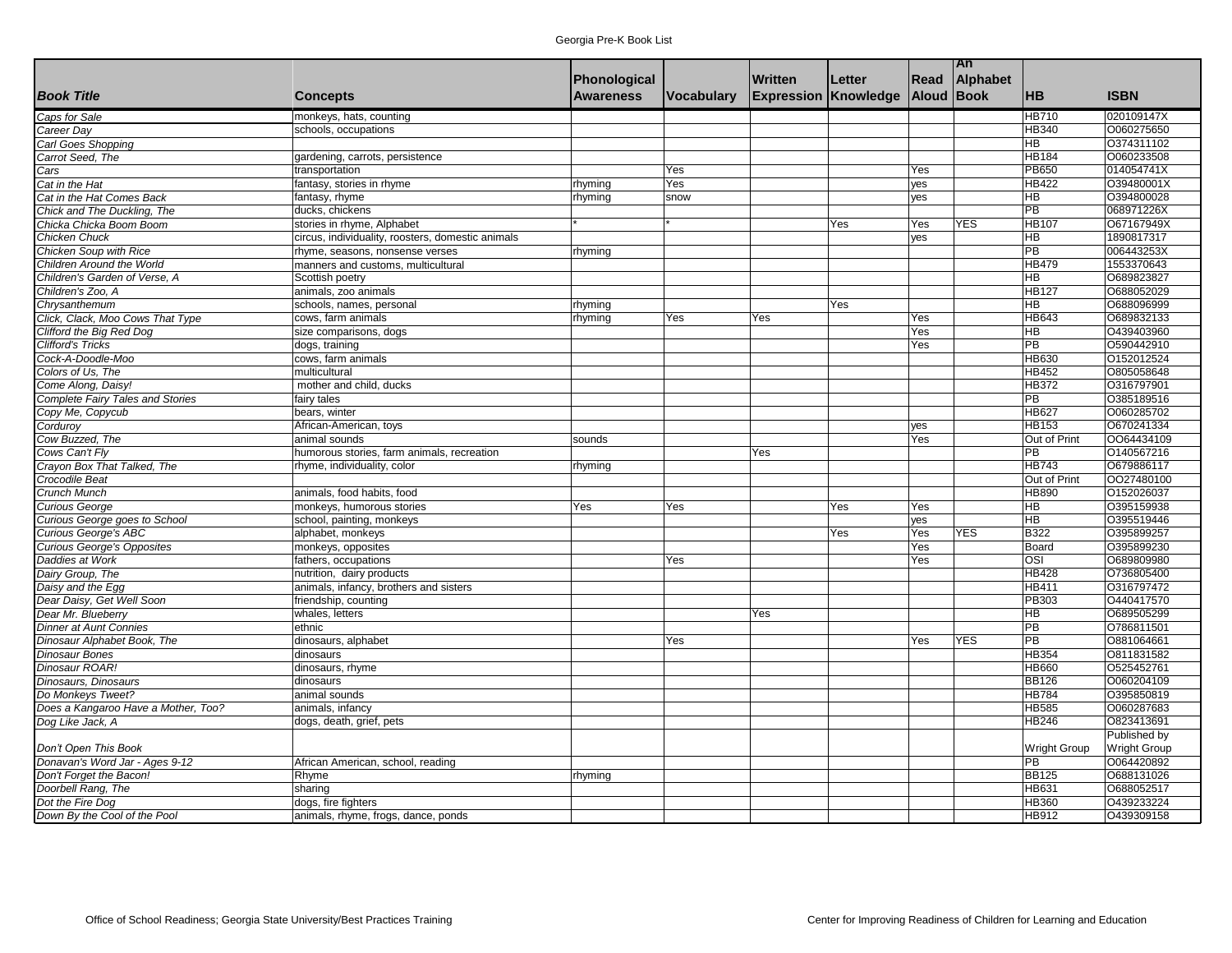# Georgia Pre-K Book List

| *Book Title* | Concepts | Phonological Awareness | Vocabulary | Written Expression | Letter Knowledge | Read Aloud | An Alphabet Book | HB | ISBN |
|---|---|---|---|---|---|---|---|---|---|
| *Caps for Sale* | monkeys, hats, counting | | | | | | | HB710 | 020109147X |
| *Career Day* | schools, occupations | | | | | | | HB340 | O060275650 |
| *Carl Goes Shopping* | | | | | | | | HB | O374311102 |
| *Carrot Seed, The* | gardening, carrots, persistence | | | | | | | HB184 | O060233508 |
| *Cars* | transportation | | Yes | | | Yes | | PB650 | 014054741X |
| *Cat in the Hat* | fantasy, stories in rhyme | rhyming | Yes | | | yes | | HB422 | O39480001X |
| *Cat in the Hat Comes Back* | fantasy, rhyme | rhyming | snow | | | yes | | HB | O394800028 |
| *Chick and The Duckling, The* | ducks, chickens | | | | | | | PB | 068971226X |
| *Chicka Chicka Boom Boom* | stories in rhyme, Alphabet | * | * | | Yes | Yes | YES | HB107 | O67167949X |
| *Chicken Chuck* | circus, individuality, roosters, domestic animals | | | | | yes | | HB | 1890817317 |
| *Chicken Soup with Rice* | rhyme, seasons, nonsense verses | rhyming | | | | | | PB | 006443253X |
| *Children Around the World* | manners and customs, multicultural | | | | | | | HB479 | 1553370643 |
| *Children's Garden of Verse, A* | Scottish poetry | | | | | | | HB | O689823827 |
| *Children's Zoo, A* | animals, zoo animals | | | | | | | HB127 | O688052029 |
| *Chrysanthemum* | schools, names, personal | rhyming | | | Yes | | | HB | O688096999 |
| *Click, Clack, Moo Cows That Type* | cows, farm animals | rhyming | Yes | Yes | | Yes | | HB643 | O689832133 |
| *Clifford the Big Red Dog* | size comparisons, dogs | | | | | Yes | | HB | O439403960 |
| *Clifford's Tricks* | dogs, training | | | | | Yes | | PB | O590442910 |
| *Cock-A-Doodle-Moo* | cows, farm animals | | | | | | | HB630 | O152012524 |
| *Colors of Us, The* | multicultural | | | | | | | HB452 | O805058648 |
| *Come Along, Daisy!* | mother and child, ducks | | | | | | | HB372 | O316797901 |
| *Complete Fairy Tales and Stories* | fairy tales | | | | | | | PB | O385189516 |
| *Copy Me, Copycub* | bears, winter | | | | | | | HB627 | O060285702 |
| *Corduroy* | African-American, toys | | | | | yes | | HB153 | O670241334 |
| *Cow Buzzed, The* | animal sounds | sounds | | | | Yes | | Out of Print | OO64434109 |
| *Cows Can't Fly* | humorous stories, farm animals, recreation | | | Yes | | | | PB | O140567216 |
| *Crayon Box That Talked, The* | rhyme, individuality, color | rhyming | | | | | | HB743 | O679886117 |
| *Crocodile Beat* | | | | | | | | Out of Print | OO27480100 |
| *Crunch Munch* | animals, food habits, food | | | | | | | HB890 | O152026037 |
| *Curious George* | monkeys, humorous stories | Yes | Yes | | Yes | Yes | | HB | O395159938 |
| *Curious George goes to School* | school, painting, monkeys | | | | | yes | | HB | O395519446 |
| *Curious George's ABC* | alphabet, monkeys | | | | Yes | Yes | YES | B322 | O395899257 |
| *Curious George's Opposites* | monkeys, opposites | | | | | Yes | | Board | O395899230 |
| *Daddies at Work* | fathers, occupations | | Yes | | | Yes | | OSI | O689809980 |
| *Dairy Group, The* | nutrition, dairy products | | | | | | | HB428 | O736805400 |
| *Daisy and the Egg* | animals, infancy, brothers and sisters | | | | | | | HB411 | O316797472 |
| *Dear Daisy, Get Well Soon* | friendship, counting | | | | | | | PB303 | O440417570 |
| *Dear Mr. Blueberry* | whales, letters | | | Yes | | | | HB | O689505299 |
| *Dinner at Aunt Connies* | ethnic | | | | | | | PB | O786811501 |
| *Dinosaur Alphabet Book, The* | dinosaurs, alphabet | | Yes | | | Yes | YES | PB | O881064661 |
| *Dinosaur Bones* | dinosaurs | | | | | | | HB354 | O811831582 |
| *Dinosaur ROAR!* | dinosaurs, rhyme | | | | | | | HB660 | O525452761 |
| *Dinosaurs, Dinosaurs* | dinosaurs | | | | | | | BB126 | O060204109 |
| *Do Monkeys Tweet?* | animal sounds | | | | | | | HB784 | O395850819 |
| *Does a Kangaroo Have a Mother, Too?* | animals, infancy | | | | | | | HB585 | O060287683 |
| *Dog Like Jack, A* | dogs, death, grief, pets | | | | | | | HB246 | O823413691 |
| *Don't Open This Book* | | | | | | | | Wright Group | Published by Wright Group |
| *Donavan's Word Jar - Ages 9-12* | African American, school, reading | | | | | | | PB | O064420892 |
| *Don't Forget the Bacon!* | Rhyme | rhyming | | | | | | BB125 | O688131026 |
| *Doorbell Rang, The* | sharing | | | | | | | HB631 | O688052517 |
| *Dot the Fire Dog* | dogs, fire fighters | | | | | | | HB360 | O439233224 |
| *Down By the Cool of the Pool* | animals, rhyme, frogs, dance, ponds | | | | | | | HB912 | O439309158 |

Office of School Readiness; Georgia State University/Best Practices Training

Center for Improving Readiness of Children for Learning and Education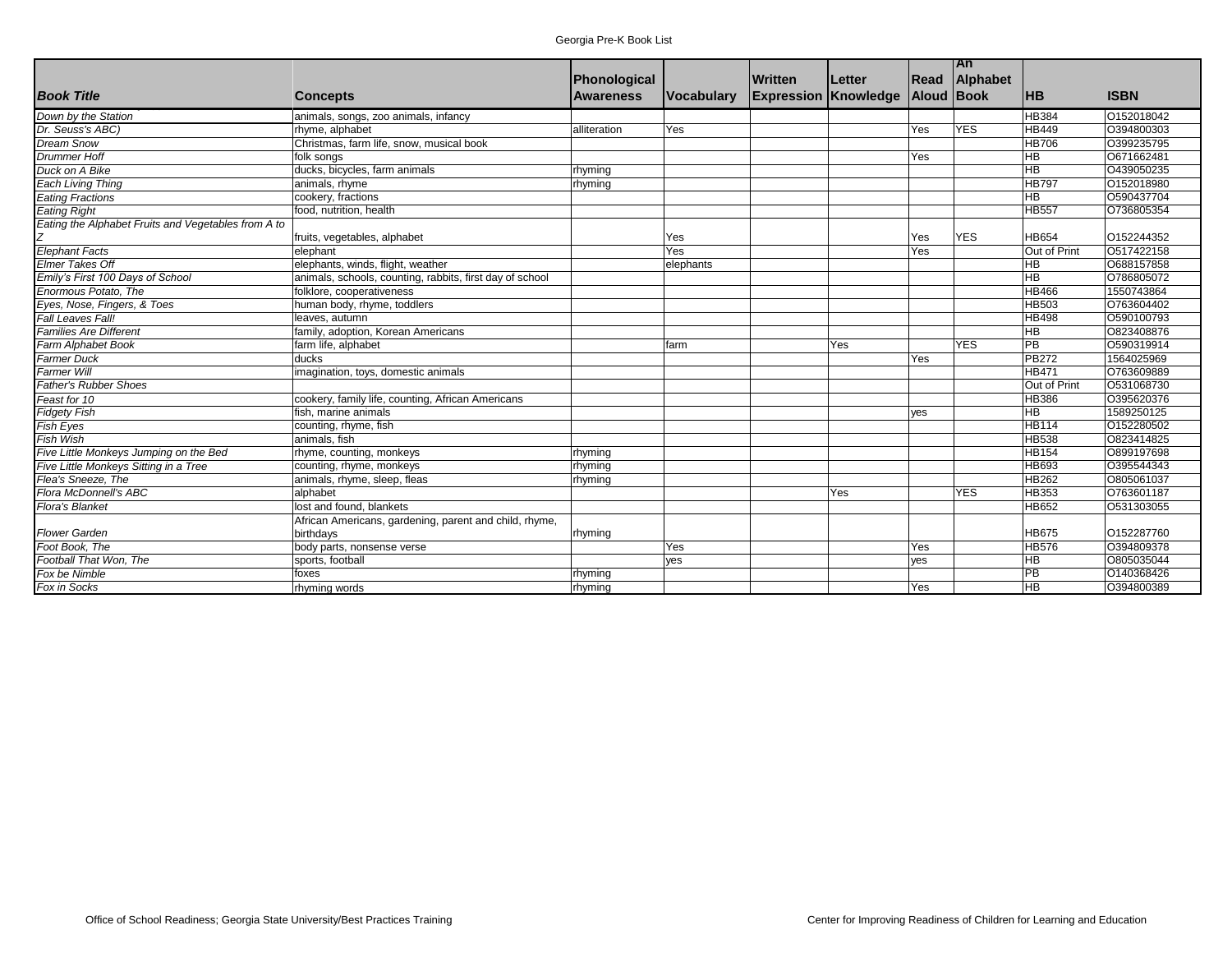| Book Title | Concepts | Phonological Awareness | Vocabulary | Written Expression | Letter Knowledge | Read Aloud | An Alphabet Book | HB | ISBN |
|---|---|---|---|---|---|---|---|---|---|
| *Down by the Station* | animals, songs, zoo animals, infancy | | | | | | | HB384 | O152018042 |
| *Dr. Seuss's ABC)* | rhyme, alphabet | alliteration | Yes | | | Yes | YES | HB449 | O394800303 |
| *Dream Snow* | Christmas, farm life, snow, musical book | | | | | | | HB706 | O399235795 |
| *Drummer Hoff* | folk songs | | | | | Yes | | HB | O671662481 |
| *Duck on A Bike* | ducks, bicycles, farm animals | rhyming | | | | | | HB | O439050235 |
| *Each Living Thing* | animals, rhyme | rhyming | | | | | | HB797 | O152018980 |
| *Eating Fractions* | cookery, fractions | | | | | | | HB | O590437704 |
| *Eating Right* | food, nutrition, health | | | | | | | HB557 | O736805354 |
| *Eating the Alphabet Fruits and Vegetables from A to Z* | fruits, vegetables, alphabet | | Yes | | | Yes | YES | HB654 | O152244352 |
| *Elephant Facts* | elephant | | Yes | | | Yes | | Out of Print | O517422158 |
| *Elmer Takes Off* | elephants, winds, flight, weather | | elephants | | | | | HB | O688157858 |
| *Emily's First 100 Days of School* | animals, schools, counting, rabbits, first day of school | | | | | | | HB | O786805072 |
| *Enormous Potato, The* | folklore, cooperativeness | | | | | | | HB466 | 1550743864 |
| *Eyes, Nose, Fingers, & Toes* | human body, rhyme, toddlers | | | | | | | HB503 | O763604402 |
| *Fall Leaves Fall!* | leaves, autumn | | | | | | | HB498 | O590100793 |
| *Families Are Different* | family, adoption, Korean Americans | | | | | | | HB | O823408876 |
| *Farm Alphabet Book* | farm life, alphabet | | farm | | Yes | | YES | PB | O590319914 |
| *Farmer Duck* | ducks | | | | | Yes | | PB272 | 1564025969 |
| *Farmer Will* | imagination, toys, domestic animals | | | | | | | HB471 | O763609889 |
| *Father's Rubber Shoes* | | | | | | | | Out of Print | O531068730 |
| *Feast for 10* | cookery, family life, counting, African Americans | | | | | | | HB386 | O395620376 |
| *Fidgety Fish* | fish, marine animals | | | | | yes | | HB | 1589250125 |
| *Fish Eyes* | counting, rhyme, fish | | | | | | | HB114 | O152280502 |
| *Fish Wish* | animals, fish | | | | | | | HB538 | O823414825 |
| *Five Little Monkeys Jumping on the Bed* | rhyme, counting, monkeys | rhyming | | | | | | HB154 | O899197698 |
| *Five Little Monkeys Sitting in a Tree* | counting, rhyme, monkeys | rhyming | | | | | | HB693 | O395544343 |
| *Flea's Sneeze, The* | animals, rhyme, sleep, fleas | rhyming | | | | | | HB262 | O805061037 |
| *Flora McDonnell's ABC* | alphabet | | | | Yes | | YES | HB353 | O763601187 |
| *Flora's Blanket* | lost and found, blankets | | | | | | | HB652 | O531303055 |
| *Flower Garden* | African Americans, gardening, parent and child, rhyme, birthdays | rhyming | | | | | | HB675 | O152287760 |
| *Foot Book, The* | body parts, nonsense verse | | Yes | | | Yes | | HB576 | O394809378 |
| *Football That Won, The* | sports, football | | yes | | | yes | | HB | O805035044 |
| *Fox be Nimble* | foxes | rhyming | | | | | | PB | O140368426 |
| *Fox in Socks* | rhyming words | rhyming | | | | Yes | | HB | O394800389 |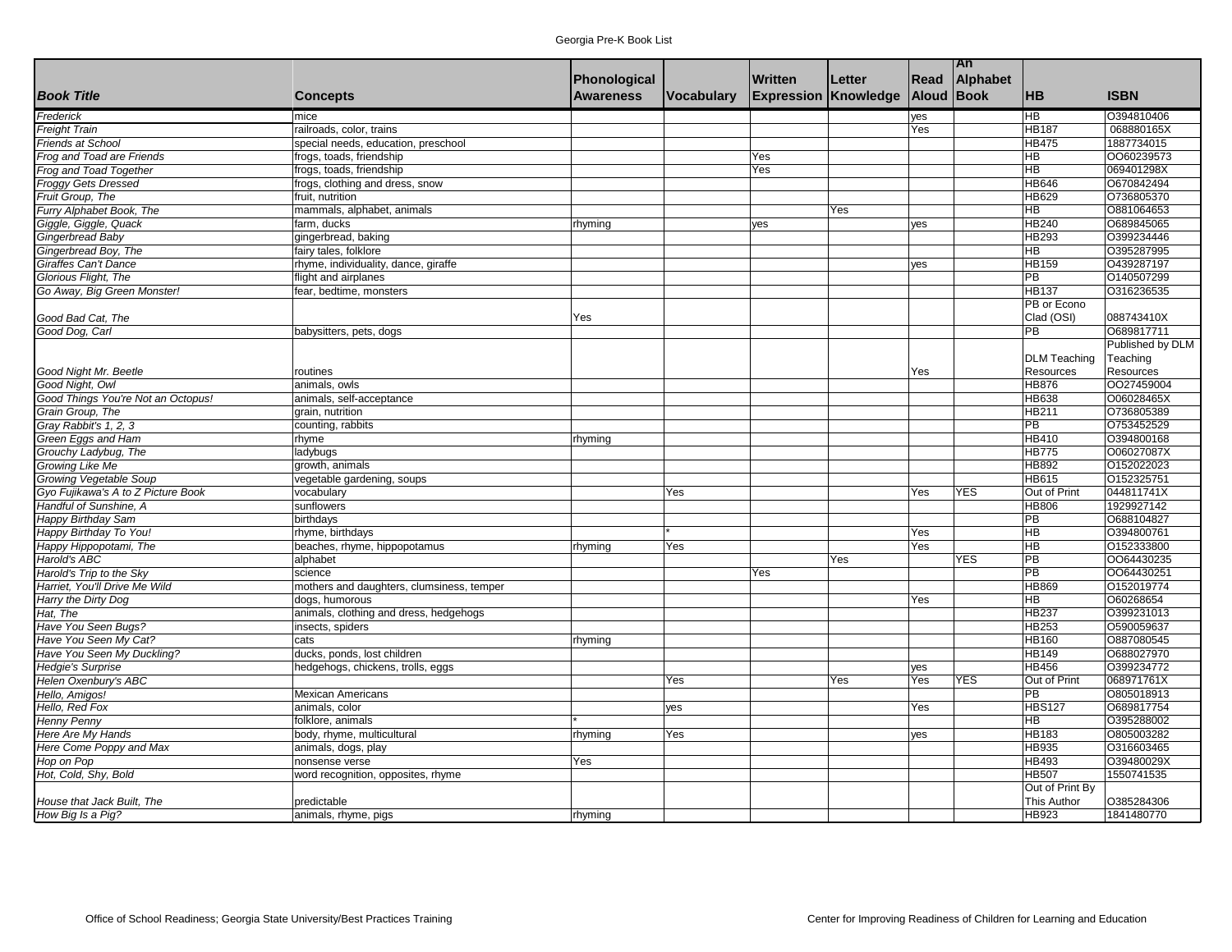| Book Title | Concepts | Phonological Awareness | Vocabulary | Written Expression | Letter Knowledge | Read Aloud | An Alphabet Book | HB | ISBN |
|---|---|---|---|---|---|---|---|---|---|
| Frederick | mice | | | | | yes | | HB | O394810406 |
| Freight Train | railroads, color, trains | | | | | Yes | | HB187 | 068880165X |
| Friends at School | special needs, education, preschool | | | | | | | HB475 | 1887734015 |
| Frog and Toad are Friends | frogs, toads, friendship | | | Yes | | | | HB | OO60239573 |
| Frog and Toad Together | frogs, toads, friendship | | | Yes | | | | HB | 069401298X |
| Froggy Gets Dressed | frogs, clothing and dress, snow | | | | | | | HB646 | O670842494 |
| Fruit Group, The | fruit, nutrition | | | | | | | HB629 | O736805370 |
| Furry Alphabet Book, The | mammals, alphabet, animals | | | | Yes | | | HB | O881064653 |
| Giggle, Giggle, Quack | farm, ducks | rhyming | | yes | | yes | | HB240 | O689845065 |
| Gingerbread Baby | gingerbread, baking | | | | | | | HB293 | O399234446 |
| Gingerbread Boy, The | fairy tales, folklore | | | | | | | HB | O395287995 |
| Giraffes Can't Dance | rhyme, individuality, dance, giraffe | | | | | yes | | HB159 | O439287197 |
| Glorious Flight, The | flight and airplanes | | | | | | | PB | O140507299 |
| Go Away, Big Green Monster! | fear, bedtime, monsters | | | | | | | HB137 | O316236535 |
| Good Bad Cat, The | | Yes | | | | | | PB or Econo Clad (OSI) | 088743410X |
| Good Dog, Carl | babysitters, pets, dogs | | | | | | | PB | O689817711 |
| Good Night Mr. Beetle | routines | | | | | Yes | | DLM Teaching Resources | Published by DLM Teaching Resources |
| Good Night, Owl | animals, owls | | | | | | | HB876 | OO27459004 |
| Good Things You're Not an Octopus! | animals, self-acceptance | | | | | | | HB638 | O06028465X |
| Grain Group, The | grain, nutrition | | | | | | | HB211 | O736805389 |
| Gray Rabbit's 1, 2, 3 | counting, rabbits | | | | | | | PB | O753452529 |
| Green Eggs and Ham | rhyme | rhyming | | | | | | HB410 | O394800168 |
| Grouchy Ladybug, The | ladybugs | | | | | | | HB775 | O06027087X |
| Growing Like Me | growth, animals | | | | | | | HB892 | O152022023 |
| Growing Vegetable Soup | vegetable gardening, soups | | | | | | | HB615 | O152325751 |
| Gyo Fujikawa's A to Z Picture Book | vocabulary | | Yes | | | Yes | YES | Out of Print | 044811741X |
| Handful of Sunshine, A | sunflowers | | | | | | | HB806 | 1929927142 |
| Happy Birthday Sam | birthdays | | | | | | | PB | O688104827 |
| Happy Birthday To You! | rhyme, birthdays | | * | | | Yes | | HB | O394800761 |
| Happy Hippopotami, The | beaches, rhyme, hippopotamus | rhyming | Yes | | | Yes | | HB | O152333800 |
| Harold's ABC | alphabet | | | | Yes | | YES | PB | OO64430235 |
| Harold's Trip to the Sky | science | | | Yes | | | | PB | OO64430251 |
| Harriet, You'll Drive Me Wild | mothers and daughters, clumsiness, temper | | | | | | | HB869 | O152019774 |
| Harry the Dirty Dog | dogs, humorous | | | | | Yes | | HB | O60268654 |
| Hat, The | animals, clothing and dress, hedgehogs | | | | | | | HB237 | O399231013 |
| Have You Seen Bugs? | insects, spiders | | | | | | | HB253 | O590059637 |
| Have You Seen My Cat? | cats | rhyming | | | | | | HB160 | O887080545 |
| Have You Seen My Duckling? | ducks, ponds, lost children | | | | | | | HB149 | O688027970 |
| Hedgie's Surprise | hedgehogs, chickens, trolls, eggs | | | | | yes | | HB456 | O399234772 |
| Helen Oxenbury's ABC | | | Yes | | Yes | Yes | YES | Out of Print | 068971761X |
| Hello, Amigos! | Mexican Americans | | | | | | | PB | O805018913 |
| Hello, Red Fox | animals, color | | yes | | | Yes | | HBS127 | O689817754 |
| Henny Penny | folklore, animals | * | | | | | | HB | O395288002 |
| Here Are My Hands | body, rhyme, multicultural | rhyming | Yes | | | yes | | HB183 | O805003282 |
| Here Come Poppy and Max | animals, dogs, play | | | | | | | HB935 | O316603465 |
| Hop on Pop | nonsense verse | Yes | | | | | | HB493 | O39480029X |
| Hot, Cold, Shy, Bold | word recognition, opposites, rhyme | | | | | | | HB507 | 1550741535 |
| House that Jack Built, The | predictable | | | | | | | Out of Print By This Author | O385284306 |
| How Big Is a Pig? | animals, rhyme, pigs | rhyming | | | | | | HB923 | 1841480770 |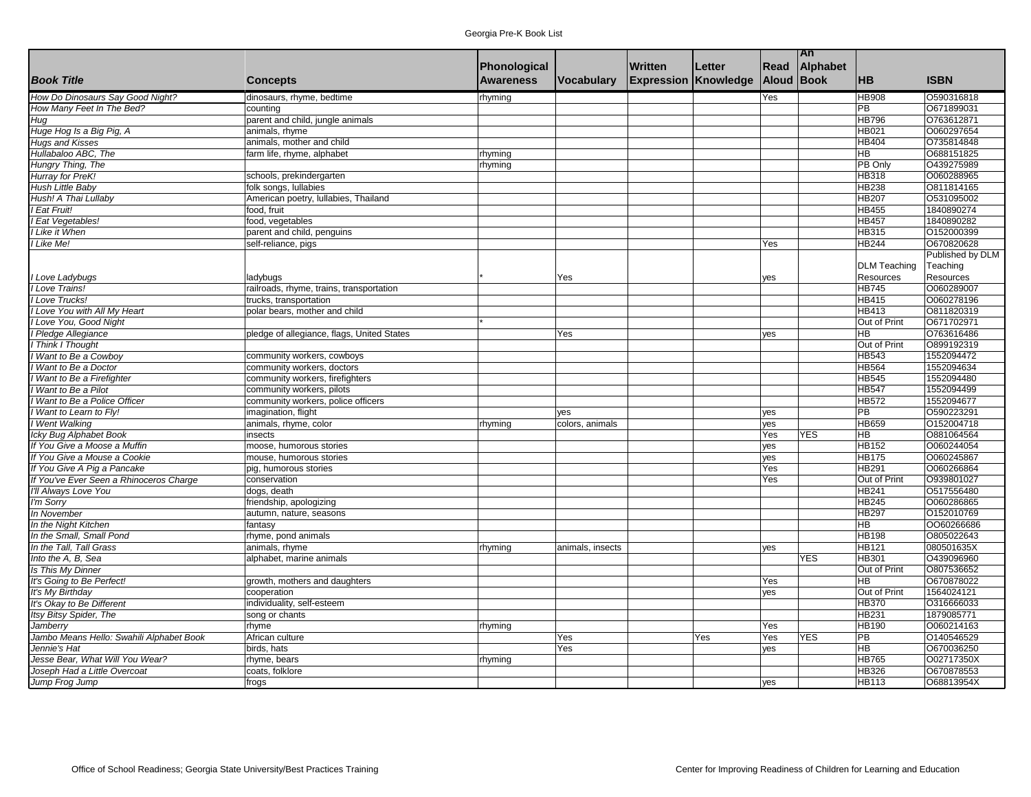| Book Title | Concepts | Phonological Awareness | Vocabulary | Written Expression | Letter Knowledge | Read Aloud | An Alphabet Book | HB | ISBN |
|---|---|---|---|---|---|---|---|---|---|
| How Do Dinosaurs Say Good Night? | dinosaurs, rhyme, bedtime | rhyming | | | | Yes | | HB908 | O590316818 |
| How Many Feet In The Bed? | counting | | | | | | | PB | O671899031 |
| Hug | parent and child, jungle animals | | | | | | | HB796 | O763612871 |
| Huge Hog Is a Big Pig, A | animals, rhyme | | | | | | | HB021 | O060297654 |
| Hugs and Kisses | animals, mother and child | | | | | | | HB404 | O735814848 |
| Hullabaloo ABC, The | farm life, rhyme, alphabet | rhyming | | | | | | HB | O688151825 |
| Hungry Thing, The | | rhyming | | | | | | PB Only | O439275989 |
| Hurray for PreK! | schools, prekindergarten | | | | | | | HB318 | O060288965 |
| Hush Little Baby | folk songs, lullabies | | | | | | | HB238 | O811814165 |
| Hush! A Thai Lullaby | American poetry, lullabies, Thailand | | | | | | | HB207 | O531095002 |
| I Eat Fruit! | food, fruit | | | | | | | HB455 | 1840890274 |
| I Eat Vegetables! | food, vegetables | | | | | | | HB457 | 1840890282 |
| I Like it When | parent and child, penguins | | | | | | | HB315 | O152000399 |
| I Like Me! | self-reliance, pigs | | | | | Yes | | HB244 | O670820628 |
| I Love Ladybugs | ladybugs | * | Yes | | | yes | | DLM Teaching Resources | Published by DLM Teaching Resources |
| I Love Trains! | railroads, rhyme, trains, transportation | | | | | | | HB745 | O060289007 |
| I Love Trucks! | trucks, transportation | | | | | | | HB415 | O060278196 |
| I Love You with All My Heart | polar bears, mother and child | | | | | | | HB413 | O811820319 |
| I Love You, Good Night | | * | | | | | | Out of Print | O671702971 |
| I Pledge Allegiance | pledge of allegiance, flags, United States | | Yes | | | yes | | HB | O763616486 |
| I Think I Thought | | | | | | | | Out of Print | O899192319 |
| I Want to Be a Cowboy | community workers, cowboys | | | | | | | HB543 | 1552094472 |
| I Want to Be a Doctor | community workers, doctors | | | | | | | HB564 | 1552094634 |
| I Want to Be a Firefighter | community workers, firefighters | | | | | | | HB545 | 1552094480 |
| I Want to Be a Pilot | community workers, pilots | | | | | | | HB547 | 1552094499 |
| I Want to Be a Police Officer | community workers, police officers | | | | | | | HB572 | 1552094677 |
| I Want to Learn to Fly! | imagination, flight | | yes | | | yes | | PB | O590223291 |
| I Went Walking | animals, rhyme, color | rhyming | colors, animals | | | yes | | HB659 | O152004718 |
| Icky Bug Alphabet Book | insects | | | | | Yes | YES | HB | O881064564 |
| If You Give a Moose a Muffin | moose, humorous stories | | | | | yes | | HB152 | O060244054 |
| If You Give a Mouse a Cookie | mouse, humorous stories | | | | | yes | | HB175 | O060245867 |
| If You Give A Pig a Pancake | pig, humorous stories | | | | | Yes | | HB291 | O060266864 |
| If You've Ever Seen a Rhinoceros Charge | conservation | | | | | Yes | | Out of Print | O939801027 |
| I'll Always Love You | dogs, death | | | | | | | HB241 | O517556480 |
| I'm Sorry | friendship, apologizing | | | | | | | HB245 | O060286865 |
| In November | autumn, nature, seasons | | | | | | | HB297 | O152010769 |
| In the Night Kitchen | fantasy | | | | | | | HB | OO60266686 |
| In the Small, Small Pond | rhyme, pond animals | | | | | | | HB198 | O805022643 |
| In the Tall, Tall Grass | animals, rhyme | rhyming | animals, insects | | | yes | | HB121 | 080501635X |
| Into the A, B, Sea | alphabet, marine animals | | | | | | YES | HB301 | O439096960 |
| Is This My Dinner | | | | | | | | Out of Print | O807536652 |
| It's Going to Be Perfect! | growth, mothers and daughters | | | | | Yes | | HB | O670878022 |
| It's My Birthday | cooperation | | | | | yes | | Out of Print | 1564024121 |
| It's Okay to Be Different | individuality, self-esteem | | | | | | | HB370 | O316666033 |
| Itsy Bitsy Spider, The | song or chants | | | | | | | HB231 | 1879085771 |
| Jamberry | rhyme | rhyming | | | | Yes | | HB190 | O060214163 |
| Jambo Means Hello: Swahili Alphabet Book | African culture | | Yes | | Yes | Yes | YES | PB | O140546529 |
| Jennie's Hat | birds, hats | | Yes | | | yes | | HB | O670036250 |
| Jesse Bear, What Will You Wear? | rhyme, bears | rhyming | | | | | | HB765 | O02717350X |
| Joseph Had a Little Overcoat | coats, folklore | | | | | | | HB326 | O670878553 |
| Jump Frog Jump | frogs | | | | | yes | | HB113 | O68813954X |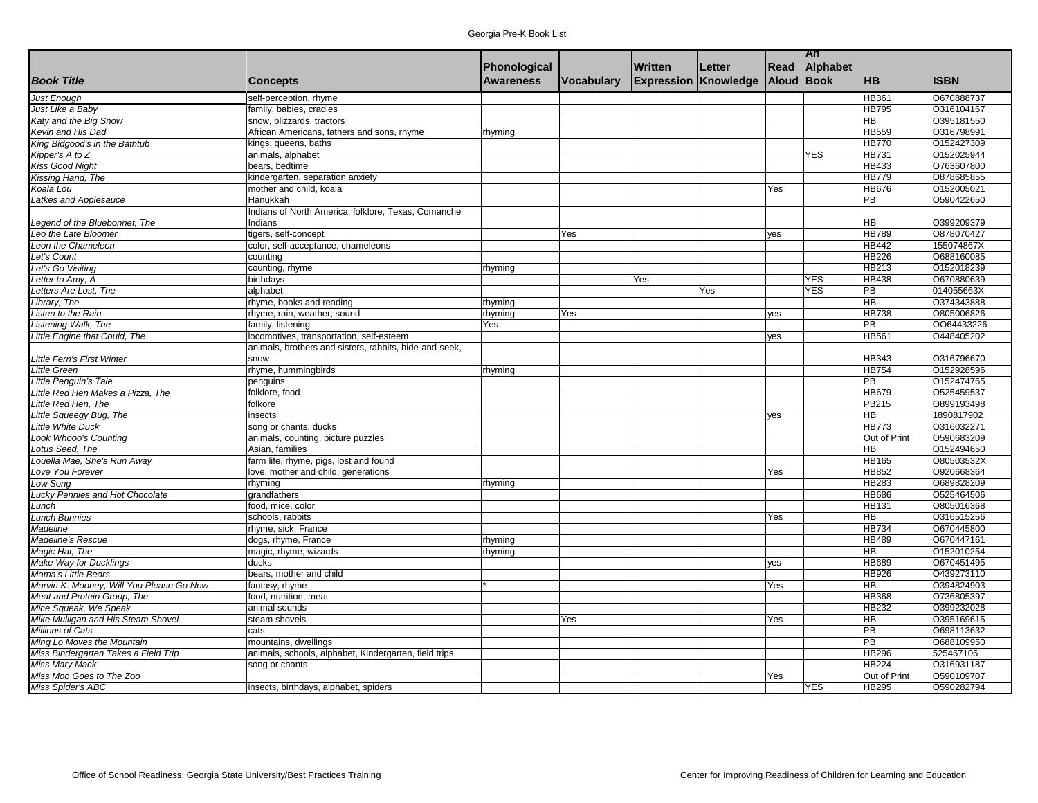Georgia Pre-K Book List

| *Book Title* | Concepts | Phonological Awareness | Vocabulary | Written Expression | Letter Knowledge | Read Aloud | An Alphabet Book | HB | ISBN |
|---|---|---|---|---|---|---|---|---|---|
| *Just Enough* | self-perception, rhyme | | | | | | | HB361 | O670888737 |
| *Just Like a Baby* | family, babies, cradles | | | | | | | HB795 | O316104167 |
| *Katy and the Big Snow* | snow, blizzards, tractors | | | | | | | HB | O395181550 |
| *Kevin and His Dad* | African Americans, fathers and sons, rhyme | rhyming | | | | | | HB559 | O316798991 |
| *King Bidgood's in the Bathtub* | kings, queens, baths | | | | | | | HB770 | O152427309 |
| *Kipper's A to Z* | animals, alphabet | | | | | | YES | HB731 | O152025944 |
| *Kiss Good Night* | bears, bedtime | | | | | | | HB433 | O763607800 |
| *Kissing Hand, The* | kindergarten, separation anxiety | | | | | | | HB779 | O878685855 |
| *Koala Lou* | mother and child, koala | | | | | Yes | | HB676 | O152005021 |
| *Latkes and Applesauce* | Hanukkah | | | | | | | PB | O590422650 |
| *Legend of the Bluebonnet, The* | Indians of North America, folklore, Texas, Comanche Indians | | | | | | | HB | O399209379 |
| *Leo the Late Bloomer* | tigers, self-concept | | Yes | | | yes | | HB789 | O878070427 |
| *Leon the Chameleon* | color, self-acceptance, chameleons | | | | | | | HB442 | 155074867X |
| *Let's Count* | counting | | | | | | | HB226 | O688160085 |
| *Let's Go Visiting* | counting, rhyme | rhyming | | | | | | HB213 | O152018239 |
| *Letter to Amy, A* | birthdays | | | Yes | | | YES | HB438 | O670880639 |
| *Letters Are Lost, The* | alphabet | | | | Yes | | YES | PB | 014055663X |
| *Library, The* | rhyme, books and reading | rhyming | | | | | | HB | O374343888 |
| *Listen to the Rain* | rhyme, rain, weather, sound | rhyming | Yes | | | yes | | HB738 | O805006826 |
| *Listening Walk, The* | family, listening | Yes | | | | | | PB | OO64433226 |
| *Little Engine that Could, The* | locomotives, transportation, self-esteem | | | | | yes | | HB561 | O448405202 |
| *Little Fern's First Winter* | animals, brothers and sisters, rabbits, hide-and-seek, snow | | | | | | | HB343 | O316796670 |
| *Little Green* | rhyme, hummingbirds | rhyming | | | | | | HB754 | O152928596 |
| *Little Penguin's Tale* | penguins | | | | | | | PB | O152474765 |
| *Little Red Hen Makes a Pizza, The* | folklore, food | | | | | | | HB679 | O525459537 |
| *Little Red Hen, The* | folkore | | | | | | | PB215 | O899193498 |
| *Little Squeegy Bug, The* | insects | | | | | yes | | HB | 1890817902 |
| *Little White Duck* | song or chants, ducks | | | | | | | HB773 | O316032271 |
| *Look Whooo's Counting* | animals, counting, picture puzzles | | | | | | | Out of Print | O590683209 |
| *Lotus Seed, The* | Asian, families | | | | | | | HB | O152494650 |
| *Louella Mae, She's Run Away* | farm life, rhyme, pigs, lost and found | | | | | | | HB165 | O80503532X |
| *Love You Forever* | love, mother and child, generations | | | | | Yes | | HB852 | O920668364 |
| *Low Song* | rhyming | rhyming | | | | | | HB283 | O689828209 |
| *Lucky Pennies and Hot Chocolate* | grandfathers | | | | | | | HB686 | O525464506 |
| *Lunch* | food, mice, color | | | | | | | HB131 | O805016368 |
| *Lunch Bunnies* | schools, rabbits | | | | | Yes | | HB | O316515256 |
| *Madeline* | rhyme, sick, France | | | | | | | HB734 | O670445800 |
| *Madeline's Rescue* | dogs, rhyme, France | rhyming | | | | | | HB489 | O670447161 |
| *Magic Hat, The* | magic, rhyme, wizards | rhyming | | | | | | HB | O152010254 |
| *Make Way for Ducklings* | ducks | | | | | yes | | HB689 | O670451495 |
| *Mama's Little Bears* | bears, mother and child | | | | | | | HB926 | O439273110 |
| *Marvin K. Mooney, Will You Please Go Now* | fantasy, rhyme | * | | | | Yes | | HB | O394824903 |
| *Meat and Protein Group, The* | food, nutrition, meat | | | | | | | HB368 | O736805397 |
| *Mice Squeak, We Speak* | animal sounds | | | | | | | HB232 | O399232028 |
| *Mike Mulligan and His Steam Shovel* | steam shovels | | Yes | | | Yes | | HB | O395169615 |
| *Millions of Cats* | cats | | | | | | | PB | O698113632 |
| *Ming Lo Moves the Mountain* | mountains, dwellings | | | | | | | PB | O688109950 |
| *Miss Bindergarten Takes a Field Trip* | animals, schools, alphabet, Kindergarten, field trips | | | | | | | HB296 | 525467106 |
| *Miss Mary Mack* | song or chants | | | | | | | HB224 | O316931187 |
| *Miss Moo Goes to The Zoo* | | | | | | Yes | | Out of Print | O590109707 |
| *Miss Spider's ABC* | insects, birthdays, alphabet, spiders | | | | | | YES | HB295 | O590282794 |

Office of School Readiness; Georgia State University/Best Practices Training | Center for Improving Readiness of Children for Learning and Education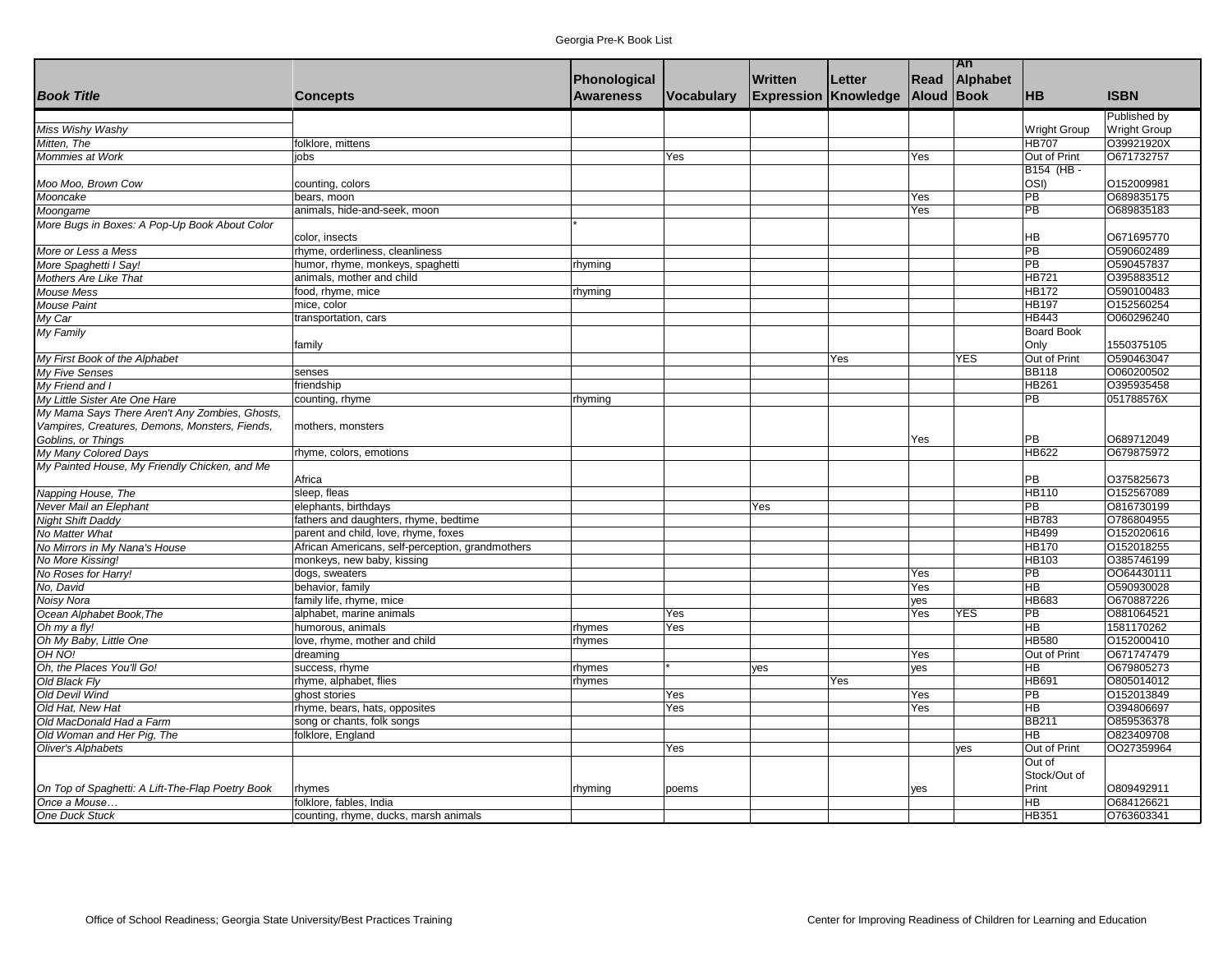| *Book Title* | Concepts | Phonological Awareness | Vocabulary | Written Expression | Letter Knowledge | Read Aloud | An Alphabet Book | HB | ISBN |
|---|---|---|---|---|---|---|---|---|---|
| *Miss Wishy Washy* | | | | | | | | Wright Group | Published by Wright Group |
| *Mitten, The* | folklore, mittens | | | | | | | HB707 | O39921920X |
| *Mommies at Work* | jobs | | Yes | | | Yes | | Out of Print | O671732757 |
| *Moo Moo, Brown Cow* | counting, colors | | | | | | | B154 (HB - OSI) | O152009981 |
| *Mooncake* | bears, moon | | | | | Yes | | PB | O689835175 |
| *Moongame* | animals, hide-and-seek, moon | | | | | Yes | | PB | O689835183 |
| *More Bugs in Boxes: A Pop-Up Book About Color* | color, insects | * | | | | | | HB | O671695770 |
| *More or Less a Mess* | rhyme, orderliness, cleanliness | | | | | | | PB | O590602489 |
| *More Spaghetti I Say!* | humor, rhyme, monkeys, spaghetti | rhyming | | | | | | PB | O590457837 |
| *Mothers Are Like That* | animals, mother and child | | | | | | | HB721 | O395883512 |
| *Mouse Mess* | food, rhyme, mice | rhyming | | | | | | HB172 | O590100483 |
| *Mouse Paint* | mice, color | | | | | | | HB197 | O152560254 |
| *My Car* | transportation, cars | | | | | | | HB443 | O060296240 |
| *My Family* | family | | | | | | | Board Book Only | 1550375105 |
| *My First Book of the Alphabet* | | | | | Yes | | YES | Out of Print | O590463047 |
| *My Five Senses* | senses | | | | | | | BB118 | O060200502 |
| *My Friend and I* | friendship | | | | | | | HB261 | O395935458 |
| *My Little Sister Ate One Hare* | counting, rhyme | rhyming | | | | | | PB | 051788576X |
| *My Mama Says There Aren't Any Zombies, Ghosts, Vampires, Creatures, Demons, Monsters, Fiends, Goblins, or Things* | mothers, monsters | | | | | Yes | | PB | O689712049 |
| *My Many Colored Days* | rhyme, colors, emotions | | | | | | | HB622 | O679875972 |
| *My Painted House, My Friendly Chicken, and Me* | Africa | | | | | | | PB | O375825673 |
| *Napping House, The* | sleep, fleas | | | | | | | HB110 | O152567089 |
| *Never Mail an Elephant* | elephants, birthdays | | | Yes | | | | PB | O816730199 |
| *Night Shift Daddy* | fathers and daughters, rhyme, bedtime | | | | | | | HB783 | O786804955 |
| *No Matter What* | parent and child, love, rhyme, foxes | | | | | | | HB499 | O152020616 |
| *No Mirrors in My Nana's House* | African Americans, self-perception, grandmothers | | | | | | | HB170 | O152018255 |
| *No More Kissing!* | monkeys, new baby, kissing | | | | | | | HB103 | O385746199 |
| *No Roses for Harry!* | dogs, sweaters | | | | | Yes | | PB | OO64430111 |
| *No, David* | behavior, family | | | | | Yes | | HB | O590930028 |
| *Noisy Nora* | family life, rhyme, mice | | | | | yes | | HB683 | O670887226 |
| *Ocean Alphabet Book,The* | alphabet, marine animals | | Yes | | | Yes | YES | PB | O881064521 |
| *Oh my a fly!* | humorous, animals | rhymes | Yes | | | | | HB | 1581170262 |
| *Oh My Baby, Little One* | love, rhyme, mother and child | rhymes | | | | | | HB580 | O152000410 |
| *OH NO!* | dreaming | | | | | Yes | | Out of Print | O671747479 |
| *Oh, the Places You'll Go!* | success, rhyme | rhymes | * | yes | | yes | | HB | O679805273 |
| *Old Black Fly* | rhyme, alphabet, flies | rhymes | | | Yes | | | HB691 | O805014012 |
| *Old Devil Wind* | ghost stories | | Yes | | | Yes | | PB | O152013849 |
| *Old Hat, New Hat* | rhyme, bears, hats, opposites | | Yes | | | Yes | | HB | O394806697 |
| *Old MacDonald Had a Farm* | song or chants, folk songs | | | | | | | BB211 | O859536378 |
| *Old Woman and Her Pig, The* | folklore, England | | | | | | | HB | O823409708 |
| *Oliver's Alphabets* | | | Yes | | | | yes | Out of Print | OO27359964 |
| *On Top of Spaghetti: A Lift-The-Flap Poetry Book* | rhymes | rhyming | poems | | | yes | | Out of Stock/Out of Print | O809492911 |
| *Once a Mouse…* | folklore, fables, India | | | | | | | HB | O684126621 |
| *One Duck Stuck* | counting, rhyme, ducks, marsh animals | | | | | | | HB351 | O763603341 |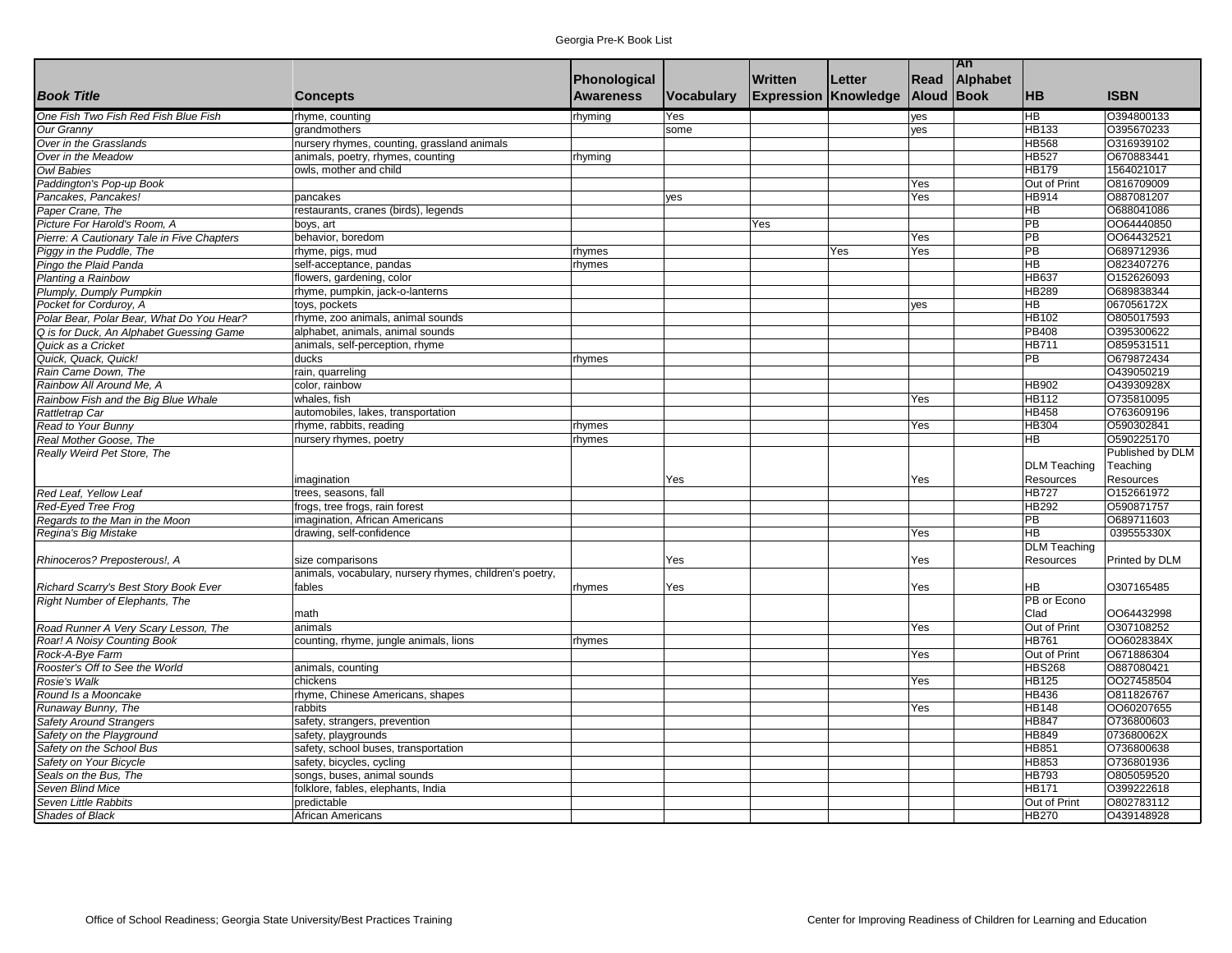| *Book Title* | Concepts | Phonological Awareness | Vocabulary | Written Expression | Letter Knowledge | Read Aloud | An Alphabet Book | HB | ISBN |
|---|---|---|---|---|---|---|---|---|---|
| *One Fish Two Fish Red Fish Blue Fish* | rhyme, counting | rhyming | Yes | | | yes | | HB | O394800133 |
| *Our Granny* | grandmothers | | some | | | yes | | HB133 | O395670233 |
| *Over in the Grasslands* | nursery rhymes, counting, grassland animals | | | | | | | HB568 | O316939102 |
| *Over in the Meadow* | animals, poetry, rhymes, counting | rhyming | | | | | | HB527 | O670883441 |
| *Owl Babies* | owls, mother and child | | | | | | | HB179 | 1564021017 |
| *Paddington's Pop-up Book* | | | | | | Yes | | Out of Print | O816709009 |
| *Pancakes, Pancakes!* | pancakes | | yes | | | Yes | | HB914 | O887081207 |
| *Paper Crane, The* | restaurants, cranes (birds), legends | | | | | | | HB | O688041086 |
| *Picture For Harold's Room, A* | boys, art | | | Yes | | | | PB | OO64440850 |
| *Pierre: A Cautionary Tale in Five Chapters* | behavior, boredom | | | | | Yes | | PB | OO64432521 |
| *Piggy in the Puddle, The* | rhyme, pigs, mud | rhymes | | | Yes | Yes | | PB | O689712936 |
| *Pingo the Plaid Panda* | self-acceptance, pandas | rhymes | | | | | | HB | O823407276 |
| *Planting a Rainbow* | flowers, gardening, color | | | | | | | HB637 | O152626093 |
| *Plumply, Dumply Pumpkin* | rhyme, pumpkin, jack-o-lanterns | | | | | | | HB289 | O689838344 |
| *Pocket for Corduroy, A* | toys, pockets | | | | | yes | | HB | 067056172X |
| *Polar Bear, Polar Bear, What Do You Hear?* | rhyme, zoo animals, animal sounds | | | | | | | HB102 | O805017593 |
| *Q is for Duck, An Alphabet Guessing Game* | alphabet, animals, animal sounds | | | | | | | PB408 | O395300622 |
| *Quick as a Cricket* | animals, self-perception, rhyme | | | | | | | HB711 | O859531511 |
| *Quick, Quack, Quick!* | ducks | rhymes | | | | | | PB | O679872434 |
| *Rain Came Down, The* | rain, quarreling | | | | | | | | O439050219 |
| *Rainbow All Around Me, A* | color, rainbow | | | | | | | HB902 | O43930928X |
| *Rainbow Fish and the Big Blue Whale* | whales, fish | | | | | Yes | | HB112 | O735810095 |
| *Rattletrap Car* | automobiles, lakes, transportation | | | | | | | HB458 | O763609196 |
| *Read to Your Bunny* | rhyme, rabbits, reading | rhymes | | | | Yes | | HB304 | O590302841 |
| *Real Mother Goose, The* | nursery rhymes, poetry | rhymes | | | | | | HB | O590225170 |
| *Really Weird Pet Store, The* | imagination | | Yes | | | Yes | | DLM Teaching Resources | Published by DLM Teaching Resources |
| *Red Leaf, Yellow Leaf* | trees, seasons, fall | | | | | | | HB727 | O152661972 |
| *Red-Eyed Tree Frog* | frogs, tree frogs, rain forest | | | | | | | HB292 | O590871757 |
| *Regards to the Man in the Moon* | imagination, African Americans | | | | | | | PB | O689711603 |
| *Regina's Big Mistake* | drawing, self-confidence | | | | | Yes | | HB | 039555330X |
| *Rhinoceros? Preposterous!, A* | size comparisons | | Yes | | | Yes | | DLM Teaching Resources | Printed by DLM |
| *Richard Scarry's Best Story Book Ever* | animals, vocabulary, nursery rhymes, children's poetry, fables | rhymes | Yes | | | Yes | | HB | O307165485 |
| *Right Number of Elephants, The* | math | | | | | | | PB or Econo Clad | OO64432998 |
| *Road Runner A Very Scary Lesson, The* | animals | | | | | Yes | | Out of Print | O307108252 |
| *Roar! A Noisy Counting Book* | counting, rhyme, jungle animals, lions | rhymes | | | | | | HB761 | OO6028384X |
| *Rock-A-Bye Farm* | | | | | | Yes | | Out of Print | O671886304 |
| *Rooster's Off to See the World* | animals, counting | | | | | | | HBS268 | O887080421 |
| *Rosie's Walk* | chickens | | | | | Yes | | HB125 | OO27458504 |
| *Round Is a Mooncake* | rhyme, Chinese Americans, shapes | | | | | | | HB436 | O811826767 |
| *Runaway Bunny, The* | rabbits | | | | | Yes | | HB148 | OO60207655 |
| *Safety Around Strangers* | safety, strangers, prevention | | | | | | | HB847 | O736800603 |
| *Safety on the Playground* | safety, playgrounds | | | | | | | HB849 | 073680062X |
| *Safety on the School Bus* | safety, school buses, transportation | | | | | | | HB851 | O736800638 |
| *Safety on Your Bicycle* | safety, bicycles, cycling | | | | | | | HB853 | O736801936 |
| *Seals on the Bus, The* | songs, buses, animal sounds | | | | | | | HB793 | O805059520 |
| *Seven Blind Mice* | folklore, fables, elephants, India | | | | | | | HB171 | O399222618 |
| *Seven Little Rabbits* | predictable | | | | | | | Out of Print | O802783112 |
| *Shades of Black* | African Americans | | | | | | | HB270 | O439148928 |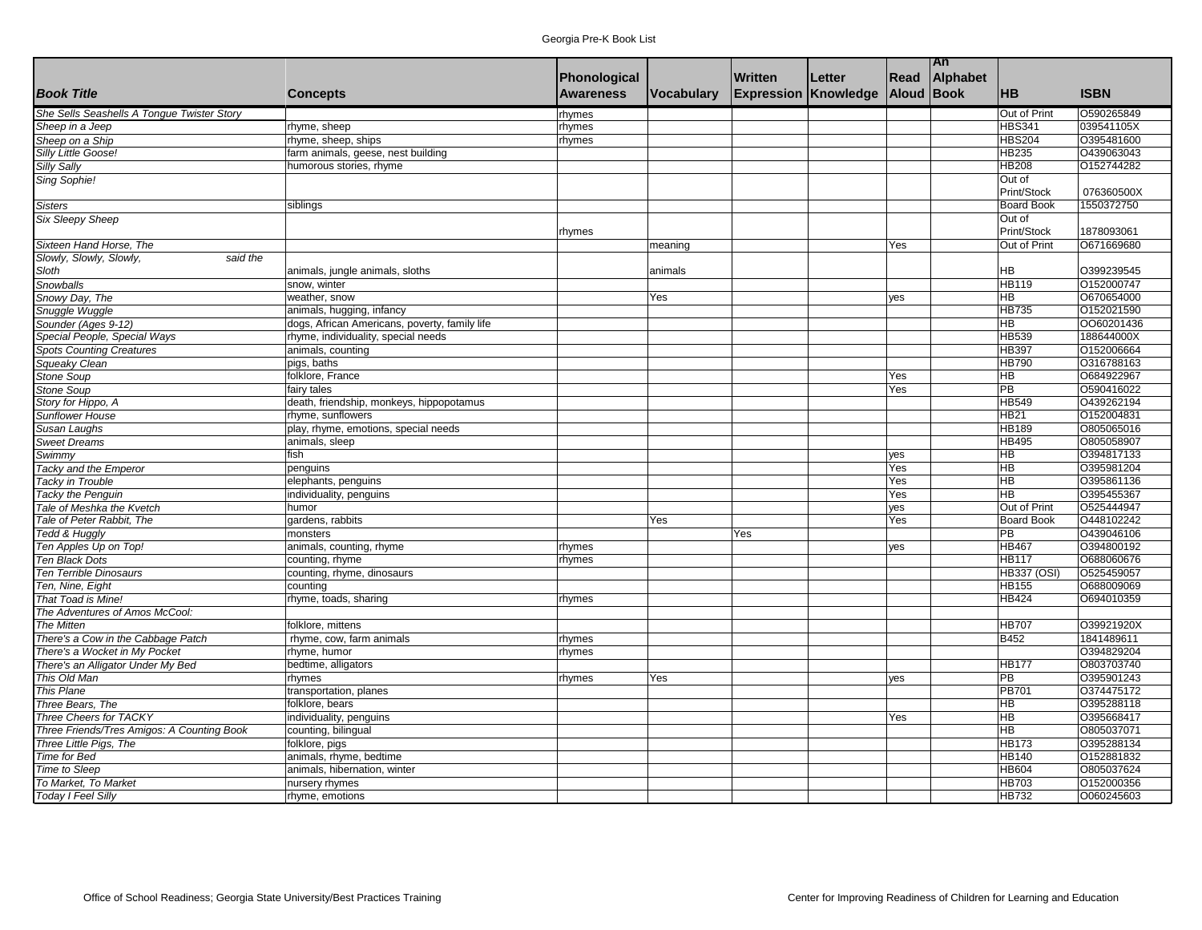| Book Title | Concepts | Phonological Awareness | Vocabulary | Written Expression | Letter Knowledge | Read Aloud | An Alphabet Book | HB | ISBN |
|---|---|---|---|---|---|---|---|---|---|
| She Sells Seashells A Tongue Twister Story | | rhymes | | | | | | Out of Print | O590265849 |
| Sheep in a Jeep | rhyme, sheep | rhymes | | | | | | HBS341 | 039541105X |
| Sheep on a Ship | rhyme, sheep, ships | rhymes | | | | | | HBS204 | O395481600 |
| Silly Little Goose! | farm animals, geese, nest building | | | | | | | HB235 | O439063043 |
| Silly Sally | humorous stories, rhyme | | | | | | | HB208 | O152744282 |
| Sing Sophie! | | | | | | | | Out of Print/Stock | 076360500X |
| Sisters | siblings | | | | | | | Board Book | 1550372750 |
| Six Sleepy Sheep | | rhymes | | | | | | Out of Print/Stock | 1878093061 |
| Sixteen Hand Horse, The | | | meaning | | | Yes | | Out of Print | O671669680 |
| Slowly, Slowly, Slowly, said the Sloth | animals, jungle animals, sloths | | animals | | | | | HB | O399239545 |
| Snowballs | snow, winter | | | | | | | HB119 | O152000747 |
| Snowy Day, The | weather, snow | | Yes | | | yes | | HB | O670654000 |
| Snuggle Wuggle | animals, hugging, infancy | | | | | | | HB735 | O152021590 |
| Sounder (Ages 9-12) | dogs, African Americans, poverty, family life | | | | | | | HB | OO60201436 |
| Special People, Special Ways | rhyme, individuality, special needs | | | | | | | HB539 | 188644000X |
| Spots Counting Creatures | animals, counting | | | | | | | HB397 | O152006664 |
| Squeaky Clean | pigs, baths | | | | | | | HB790 | O316788163 |
| Stone Soup | folklore, France | | | | | Yes | | HB | O684922967 |
| Stone Soup | fairy tales | | | | | Yes | | PB | O590416022 |
| Story for Hippo, A | death, friendship, monkeys, hippopotamus | | | | | | | HB549 | O439262194 |
| Sunflower House | rhyme, sunflowers | | | | | | | HB21 | O152004831 |
| Susan Laughs | play, rhyme, emotions, special needs | | | | | | | HB189 | O805065016 |
| Sweet Dreams | animals, sleep | | | | | | | HB495 | O805058907 |
| Swimmy | fish | | | | | yes | | HB | O394817133 |
| Tacky and the Emperor | penguins | | | | | Yes | | HB | O395981204 |
| Tacky in Trouble | elephants, penguins | | | | | Yes | | HB | O395861136 |
| Tacky the Penguin | individuality, penguins | | | | | Yes | | HB | O395455367 |
| Tale of Meshka the Kvetch | humor | | | | | yes | | Out of Print | O525444947 |
| Tale of Peter Rabbit, The | gardens, rabbits | | Yes | | | Yes | | Board Book | O448102242 |
| Tedd & Huggly | monsters | | | Yes | | | | PB | O439046106 |
| Ten Apples Up on Top! | animals, counting, rhyme | rhymes | | | | yes | | HB467 | O394800192 |
| Ten Black Dots | counting, rhyme | rhymes | | | | | | HB117 | O688060676 |
| Ten Terrible Dinosaurs | counting, rhyme, dinosaurs | | | | | | | HB337 (OSI) | O525459057 |
| Ten, Nine, Eight | counting | | | | | | | HB155 | O688009069 |
| That Toad is Mine! | rhyme, toads, sharing | rhymes | | | | | | HB424 | O694010359 |
| The Adventures of Amos McCool: | | | | | | | | | |
| The Mitten | folklore, mittens | | | | | | | HB707 | O39921920X |
| There's a Cow in the Cabbage Patch | rhyme, cow, farm animals | rhymes | | | | | | B452 | 1841489611 |
| There's a Wocket in My Pocket | rhyme, humor | rhymes | | | | | | | O394829204 |
| There's an Alligator Under My Bed | bedtime, alligators | | | | | | | HB177 | O803703740 |
| This Old Man | rhymes | rhymes | Yes | | | yes | | PB | O395901243 |
| This Plane | transportation, planes | | | | | | | PB701 | O374475172 |
| Three Bears, The | folklore, bears | | | | | | | HB | O395288118 |
| Three Cheers for TACKY | individuality, penguins | | | | | Yes | | HB | O395668417 |
| Three Friends/Tres Amigos: A Counting Book | counting, bilingual | | | | | | | HB | O805037071 |
| Three Little Pigs, The | folklore, pigs | | | | | | | HB173 | O395288134 |
| Time for Bed | animals, rhyme, bedtime | | | | | | | HB140 | O152881832 |
| Time to Sleep | animals, hibernation, winter | | | | | | | HB604 | O805037624 |
| To Market, To Market | nursery rhymes | | | | | | | HB703 | O152000356 |
| Today I Feel Silly | rhyme, emotions | | | | | | | HB732 | O060245603 |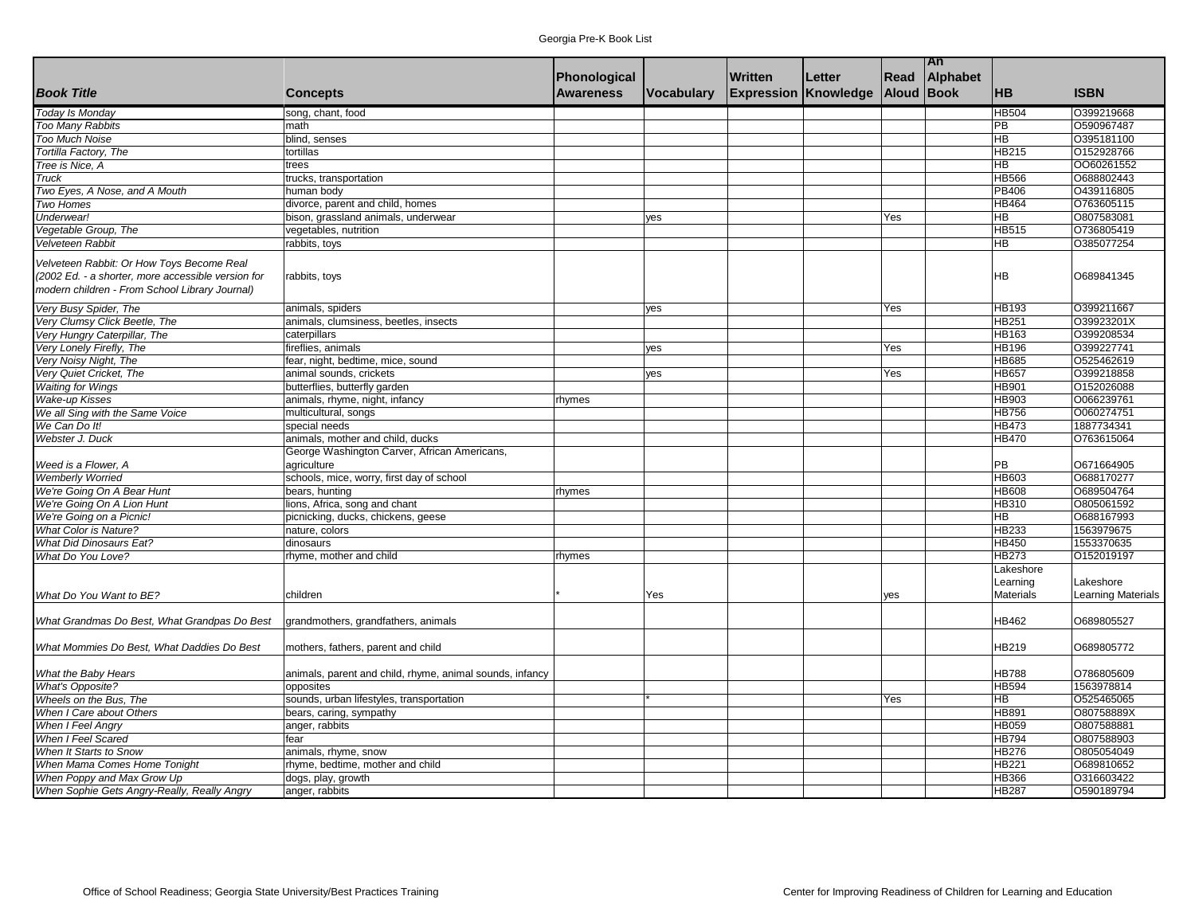| Book Title | Concepts | Phonological Awareness | Vocabulary | Written Expression | Letter Knowledge | Read Aloud | An Alphabet Book | HB | ISBN |
|---|---|---|---|---|---|---|---|---|---|
| *Today Is Monday* | song, chant, food | | | | | | | HB504 | O399219668 |
| *Too Many Rabbits* | math | | | | | | | PB | O590967487 |
| *Too Much Noise* | blind, senses | | | | | | | HB | O395181100 |
| *Tortilla Factory, The* | tortillas | | | | | | | HB215 | O152928766 |
| *Tree is Nice, A* | trees | | | | | | | HB | OO60261552 |
| *Truck* | trucks, transportation | | | | | | | HB566 | O688802443 |
| *Two Eyes, A Nose, and A Mouth* | human body | | | | | | | PB406 | O439116805 |
| *Two Homes* | divorce, parent and child, homes | | | | | | | HB464 | O763605115 |
| *Underwear!* | bison, grassland animals, underwear | | yes | | | Yes | | HB | O807583081 |
| *Vegetable Group, The* | vegetables, nutrition | | | | | | | HB515 | O736805419 |
| *Velveteen Rabbit* | rabbits, toys | | | | | | | HB | O385077254 |
| *Velveteen Rabbit: Or How Toys Become Real (2002 Ed. - a shorter, more accessible version for modern children - From School Library Journal)* | rabbits, toys | | | | | | | HB | O689841345 |
| *Very Busy Spider, The* | animals, spiders | | yes | | | Yes | | HB193 | O399211667 |
| *Very Clumsy Click Beetle, The* | animals, clumsiness, beetles, insects | | | | | | | HB251 | O39923201X |
| *Very Hungry Caterpillar, The* | caterpillars | | | | | | | HB163 | O399208534 |
| *Very Lonely Firefly, The* | fireflies, animals | | yes | | | Yes | | HB196 | O399227741 |
| *Very Noisy Night, The* | fear, night, bedtime, mice, sound | | | | | | | HB685 | O525462619 |
| *Very Quiet Cricket, The* | animal sounds, crickets | | yes | | | Yes | | HB657 | O399218858 |
| *Waiting for Wings* | butterflies, butterfly garden | | | | | | | HB901 | O152026088 |
| *Wake-up Kisses* | animals, rhyme, night, infancy | rhymes | | | | | | HB903 | O066239761 |
| *We all Sing with the Same Voice* | multicultural, songs | | | | | | | HB756 | O060274751 |
| *We Can Do It!* | special needs | | | | | | | HB473 | 1887734341 |
| *Webster J. Duck* | animals, mother and child, ducks | | | | | | | HB470 | O763615064 |
| *Weed is a Flower, A* | George Washington Carver, African Americans, agriculture | | | | | | | PB | O671664905 |
| *Wemberly Worried* | schools, mice, worry, first day of school | | | | | | | HB603 | O688170277 |
| *We're Going On A Bear Hunt* | bears, hunting | rhymes | | | | | | HB608 | O689504764 |
| *We're Going On A Lion Hunt* | lions, Africa, song and chant | | | | | | | HB310 | O805061592 |
| *We're Going on a Picnic!* | picnicking, ducks, chickens, geese | | | | | | | HB | O688167993 |
| *What Color is Nature?* | nature, colors | | | | | | | HB233 | 1563979675 |
| *What Did Dinosaurs Eat?* | dinosaurs | | | | | | | HB450 | 1553370635 |
| *What Do You Love?* | rhyme, mother and child | rhymes | | | | | | HB273 | O152019197 |
| *What Do You Want to BE?* | children | * | Yes | | | yes | | Lakeshore Learning Materials | Lakeshore Learning Materials |
| *What Grandmas Do Best, What Grandpas Do Best* | grandmothers, grandfathers, animals | | | | | | | HB462 | O689805527 |
| *What Mommies Do Best, What Daddies Do Best* | mothers, fathers, parent and child | | | | | | | HB219 | O689805772 |
| *What the Baby Hears* | animals, parent and child, rhyme, animal sounds, infancy | | | | | | | HB788 | O786805609 |
| *What's Opposite?* | opposites | | | | | | | HB594 | 1563978814 |
| *Wheels on the Bus, The* | sounds, urban lifestyles, transportation | | * | | | Yes | | HB | O525465065 |
| *When I Care about Others* | bears, caring, sympathy | | | | | | | HB891 | O80758889X |
| *When I Feel Angry* | anger, rabbits | | | | | | | HB059 | O807588881 |
| *When I Feel Scared* | fear | | | | | | | HB794 | O807588903 |
| *When It Starts to Snow* | animals, rhyme, snow | | | | | | | HB276 | O805054049 |
| *When Mama Comes Home Tonight* | rhyme, bedtime, mother and child | | | | | | | HB221 | O689810652 |
| *When Poppy and Max Grow Up* | dogs, play, growth | | | | | | | HB366 | O316603422 |
| *When Sophie Gets Angry-Really, Really Angry* | anger, rabbits | | | | | | | HB287 | O590189794 |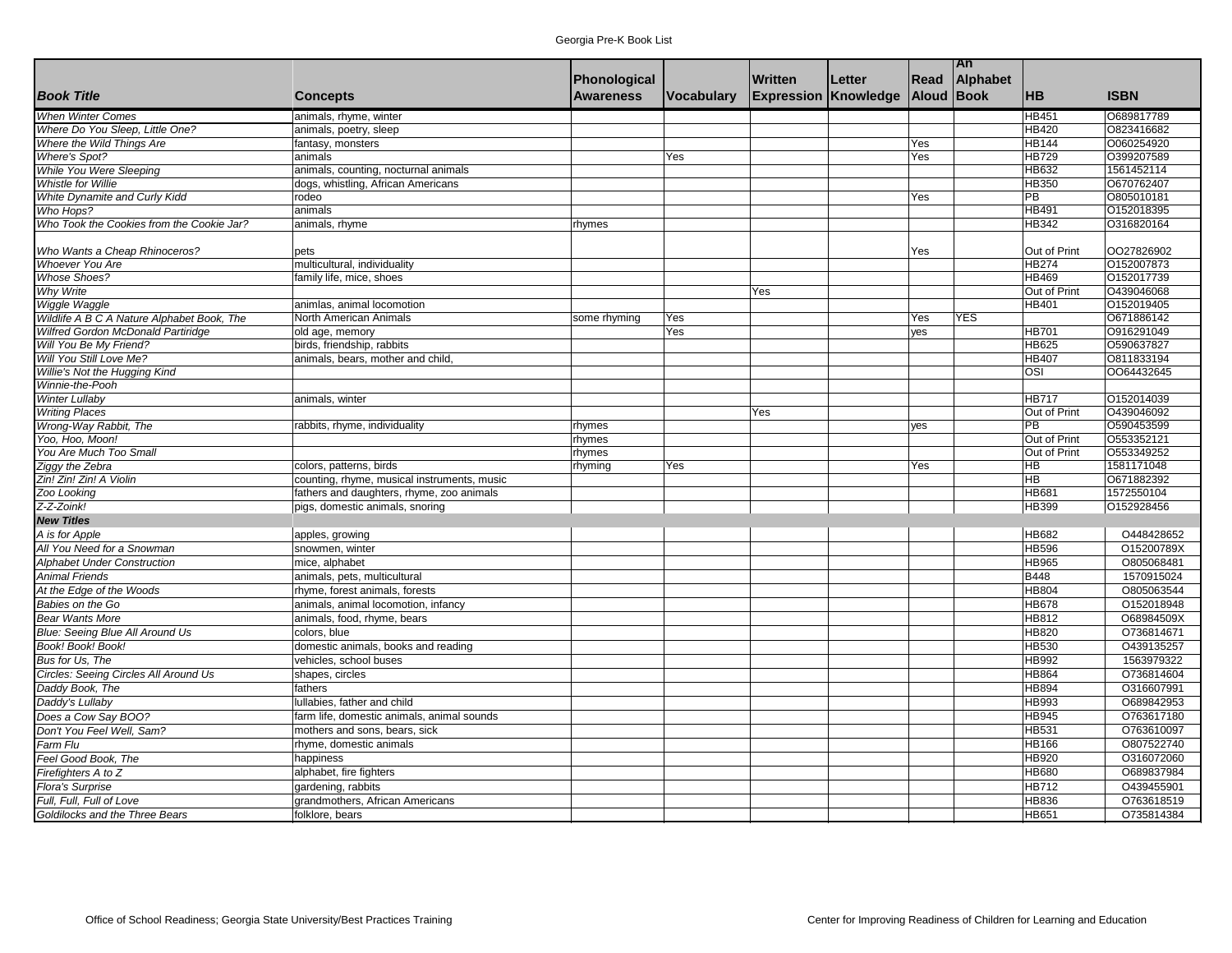| *Book Title* | Concepts | Phonological Awareness | Vocabulary | Written Expression | Letter Knowledge | Read Aloud | An Alphabet Book | HB | ISBN |
|---|---|---|---|---|---|---|---|---|---|
| *When Winter Comes* | animals, rhyme, winter | | | | | | | HB451 | O689817789 |
| *Where Do You Sleep, Little One?* | animals, poetry, sleep | | | | | | | HB420 | O823416682 |
| *Where the Wild Things Are* | fantasy, monsters | | | | | Yes | | HB144 | O060254920 |
| *Where's Spot?* | animals | | Yes | | | Yes | | HB729 | O399207589 |
| *While You Were Sleeping* | animals, counting, nocturnal animals | | | | | | | HB632 | 1561452114 |
| *Whistle for Willie* | dogs, whistling, African Americans | | | | | | | HB350 | O670762407 |
| *White Dynamite and Curly Kidd* | rodeo | | | | | Yes | | PB | O805010181 |
| *Who Hops?* | animals | | | | | | | HB491 | O152018395 |
| *Who Took the Cookies from the Cookie Jar?* | animals, rhyme | rhymes | | | | | | HB342 | O316820164 |
| *Who Wants a Cheap Rhinoceros?* | pets | | | | | Yes | | Out of Print | OO27826902 |
| *Whoever You Are* | multicultural, individuality | | | | | | | HB274 | O152007873 |
| *Whose Shoes?* | family life, mice, shoes | | | | | | | HB469 | O152017739 |
| *Why Write* | | | | Yes | | | | Out of Print | O439046068 |
| *Wiggle Waggle* | animlas, animal locomotion | | | | | | | HB401 | O152019405 |
| *Wildlife A B C A Nature Alphabet Book, The* | North American Animals | some rhyming | Yes | | | Yes | YES | | O671886142 |
| *Wilfred Gordon McDonald Partiridge* | old age, memory | | Yes | | | yes | | HB701 | O916291049 |
| *Will You Be My Friend?* | birds, friendship, rabbits | | | | | | | HB625 | O590637827 |
| *Will You Still Love Me?* | animals, bears, mother and child, | | | | | | | HB407 | O811833194 |
| *Willie's Not the Hugging Kind* | | | | | | | | OSI | OO64432645 |
| *Winnie-the-Pooh* | | | | | | | | | |
| *Winter Lullaby* | animals, winter | | | | | | | HB717 | O152014039 |
| *Writing Places* | | | | Yes | | | | Out of Print | O439046092 |
| *Wrong-Way Rabbit, The* | rabbits, rhyme, individuality | rhymes | | | | yes | | PB | O590453599 |
| *Yoo, Hoo, Moon!* | | rhymes | | | | | | Out of Print | O553352121 |
| *You Are Much Too Small* | | rhymes | | | | | | Out of Print | O553349252 |
| *Ziggy the Zebra* | colors, patterns, birds | rhyming | Yes | | | Yes | | HB | 1581171048 |
| *Zin! Zin! Zin! A Violin* | counting, rhyme, musical instruments, music | | | | | | | HB | O671882392 |
| *Zoo Looking* | fathers and daughters, rhyme, zoo animals | | | | | | | HB681 | 1572550104 |
| *Z-Z-Zoink!* | pigs, domestic animals, snoring | | | | | | | HB399 | O152928456 |
| ***New Titles*** | | | | | | | | | |
| *A is for Apple* | apples, growing | | | | | | | HB682 | O448428652 |
| *All You Need for a Snowman* | snowmen, winter | | | | | | | HB596 | O15200789X |
| *Alphabet Under Construction* | mice, alphabet | | | | | | | HB965 | O805068481 |
| *Animal Friends* | animals, pets, multicultural | | | | | | | B448 | 1570915024 |
| *At the Edge of the Woods* | rhyme, forest animals, forests | | | | | | | HB804 | O805063544 |
| *Babies on the Go* | animals, animal locomotion, infancy | | | | | | | HB678 | O152018948 |
| *Bear Wants More* | animals, food, rhyme, bears | | | | | | | HB812 | O68984509X |
| *Blue: Seeing Blue All Around Us* | colors, blue | | | | | | | HB820 | O736814671 |
| *Book! Book! Book!* | domestic animals, books and reading | | | | | | | HB530 | O439135257 |
| *Bus for Us, The* | vehicles, school buses | | | | | | | HB992 | 1563979322 |
| *Circles: Seeing Circles All Around Us* | shapes, circles | | | | | | | HB864 | O736814604 |
| *Daddy Book, The* | fathers | | | | | | | HB894 | O316607991 |
| *Daddy's Lullaby* | lullabies, father and child | | | | | | | HB993 | O689842953 |
| *Does a Cow Say BOO?* | farm life, domestic animals, animal sounds | | | | | | | HB945 | O763617180 |
| *Don't You Feel Well, Sam?* | mothers and sons, bears, sick | | | | | | | HB531 | O763610097 |
| *Farm Flu* | rhyme, domestic animals | | | | | | | HB166 | O807522740 |
| *Feel Good Book, The* | happiness | | | | | | | HB920 | O316072060 |
| *Firefighters A to Z* | alphabet, fire fighters | | | | | | | HB680 | O689837984 |
| *Flora's Surprise* | gardening, rabbits | | | | | | | HB712 | O439455901 |
| *Full, Full, Full of Love* | grandmothers, African Americans | | | | | | | HB836 | O763618519 |
| *Goldilocks and the Three Bears* | folklore, bears | | | | | | | HB651 | O735814384 |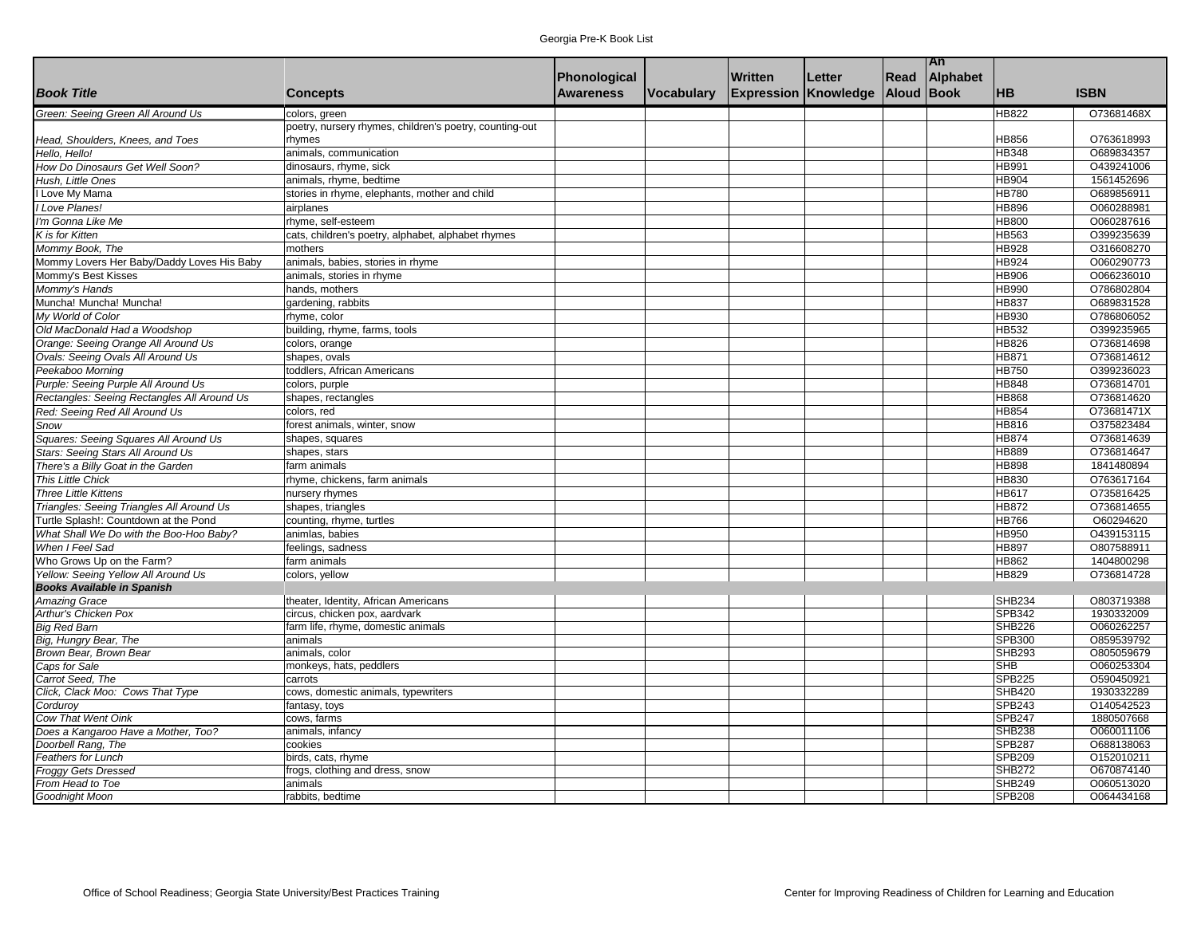| Book Title | Concepts | Phonological Awareness | Vocabulary | Written Expression | Letter Knowledge | Read Aloud | An Alphabet Book | HB | ISBN |
|---|---|---|---|---|---|---|---|---|---|
| Green: Seeing Green All Around Us | colors, green | | | | | | | HB822 | O73681468X |
| Head, Shoulders, Knees, and Toes | poetry, nursery rhymes, children's poetry, counting-out rhymes | | | | | | | HB856 | O763618993 |
| Hello, Hello! | animals, communication | | | | | | | HB348 | O689834357 |
| How Do Dinosaurs Get Well Soon? | dinosaurs, rhyme, sick | | | | | | | HB991 | O439241006 |
| Hush, Little Ones | animals, rhyme, bedtime | | | | | | | HB904 | 1561452696 |
| I Love My Mama | stories in rhyme, elephants, mother and child | | | | | | | HB780 | O689856911 |
| I Love Planes! | airplanes | | | | | | | HB896 | O060288981 |
| I'm Gonna Like Me | rhyme, self-esteem | | | | | | | HB800 | O060287616 |
| K is for Kitten | cats, children's poetry, alphabet, alphabet rhymes | | | | | | | HB563 | O399235639 |
| Mommy Book, The | mothers | | | | | | | HB928 | O316608270 |
| Mommy Lovers Her Baby/Daddy Loves His Baby | animals, babies, stories in rhyme | | | | | | | HB924 | O060290773 |
| Mommy's Best Kisses | animals, stories in rhyme | | | | | | | HB906 | O066236010 |
| Mommy's Hands | hands, mothers | | | | | | | HB990 | O786802804 |
| Muncha! Muncha! Muncha! | gardening, rabbits | | | | | | | HB837 | O689831528 |
| My World of Color | rhyme, color | | | | | | | HB930 | O786806052 |
| Old MacDonald Had a Woodshop | building, rhyme, farms, tools | | | | | | | HB532 | O399235965 |
| Orange: Seeing Orange All Around Us | colors, orange | | | | | | | HB826 | O736814698 |
| Ovals: Seeing Ovals All Around Us | shapes, ovals | | | | | | | HB871 | O736814612 |
| Peekaboo Morning | toddlers, African Americans | | | | | | | HB750 | O399236023 |
| Purple: Seeing Purple All Around Us | colors, purple | | | | | | | HB848 | O736814701 |
| Rectangles: Seeing Rectangles All Around Us | shapes, rectangles | | | | | | | HB868 | O736814620 |
| Red: Seeing Red All Around Us | colors, red | | | | | | | HB854 | O73681471X |
| Snow | forest animals, winter, snow | | | | | | | HB816 | O375823484 |
| Squares: Seeing Squares All Around Us | shapes, squares | | | | | | | HB874 | O736814639 |
| Stars: Seeing Stars All Around Us | shapes, stars | | | | | | | HB889 | O736814647 |
| There's a Billy Goat in the Garden | farm animals | | | | | | | HB898 | 1841480894 |
| This Little Chick | rhyme, chickens, farm animals | | | | | | | HB830 | O763617164 |
| Three Little Kittens | nursery rhymes | | | | | | | HB617 | O735816425 |
| Triangles: Seeing Triangles All Around Us | shapes, triangles | | | | | | | HB872 | O736814655 |
| Turtle Splash!: Countdown at the Pond | counting, rhyme, turtles | | | | | | | HB766 | O60294620 |
| What Shall We Do with the Boo-Hoo Baby? | animlas, babies | | | | | | | HB950 | O439153115 |
| When I Feel Sad | feelings, sadness | | | | | | | HB897 | O807588911 |
| Who Grows Up on the Farm? | farm animals | | | | | | | HB862 | 1404800298 |
| Yellow: Seeing Yellow All Around Us | colors, yellow | | | | | | | HB829 | O736814728 |
| **Books Available in Spanish** | | | | | | | | | |
| Amazing Grace | theater, Identity, African Americans | | | | | | | SHB234 | O803719388 |
| Arthur's Chicken Pox | circus, chicken pox, aardvark | | | | | | | SPB342 | 1930332009 |
| Big Red Barn | farm life, rhyme, domestic animals | | | | | | | SHB226 | O060262257 |
| Big, Hungry Bear, The | animals | | | | | | | SPB300 | O859539792 |
| Brown Bear, Brown Bear | animals, color | | | | | | | SHB293 | O805059679 |
| Caps for Sale | monkeys, hats, peddlers | | | | | | | SHB | O060253304 |
| Carrot Seed, The | carrots | | | | | | | SPB225 | O590450921 |
| Click, Clack Moo: Cows That Type | cows, domestic animals, typewriters | | | | | | | SHB420 | 1930332289 |
| Corduroy | fantasy, toys | | | | | | | SPB243 | O140542523 |
| Cow That Went Oink | cows, farms | | | | | | | SPB247 | 1880507668 |
| Does a Kangaroo Have a Mother, Too? | animals, infancy | | | | | | | SHB238 | O060011106 |
| Doorbell Rang, The | cookies | | | | | | | SPB287 | O688138063 |
| Feathers for Lunch | birds, cats, rhyme | | | | | | | SPB209 | O152010211 |
| Froggy Gets Dressed | frogs, clothing and dress, snow | | | | | | | SHB272 | O670874140 |
| From Head to Toe | animals | | | | | | | SHB249 | O060513020 |
| Goodnight Moon | rabbits, bedtime | | | | | | | SPB208 | O064434168 |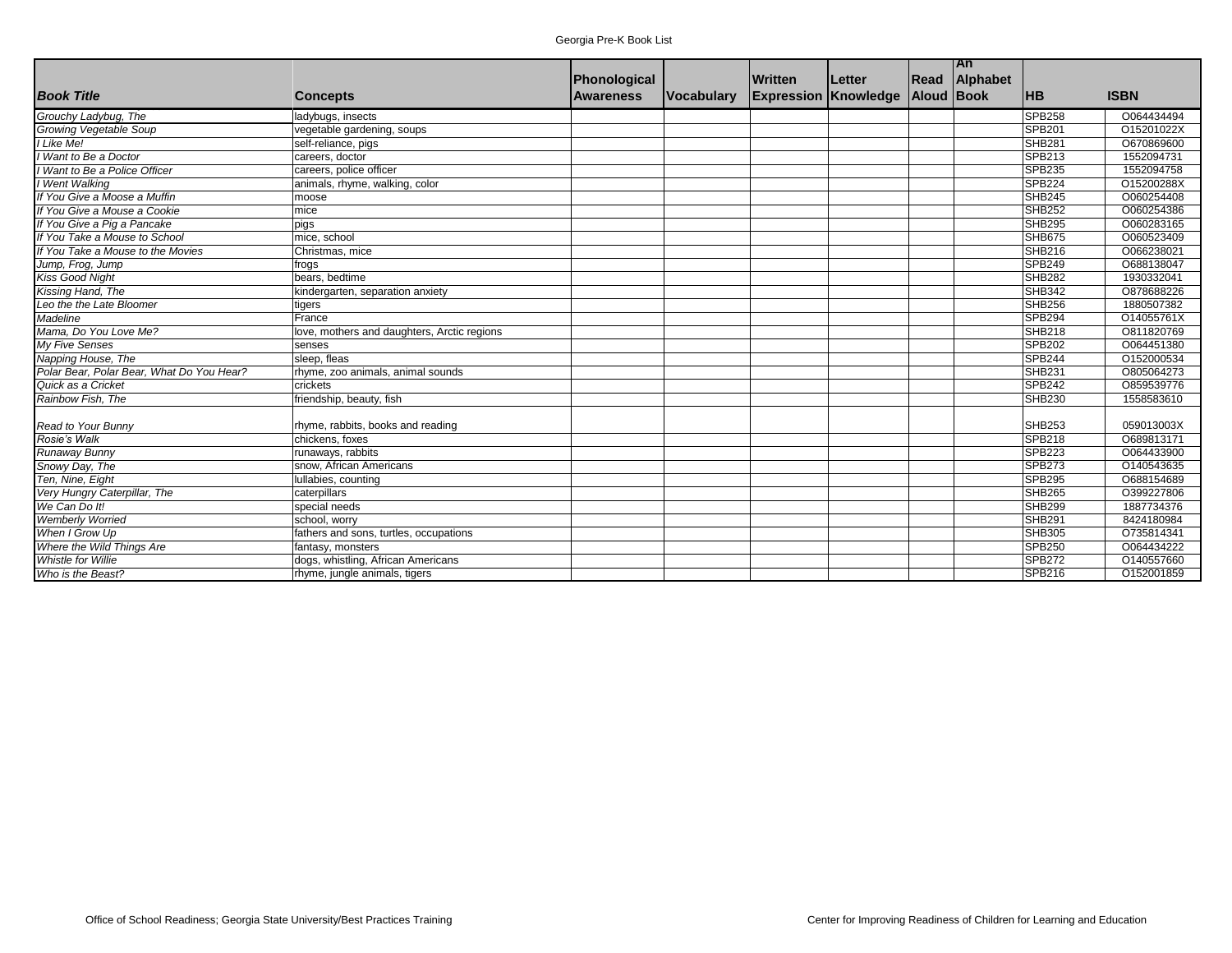| *Book Title* | Concepts | Phonological Awareness | Vocabulary | Written Expression | Letter Knowledge | Read Aloud | An Alphabet Book | HB | ISBN |
|---|---|---|---|---|---|---|---|---|---|
| *Grouchy Ladybug, The* | ladybugs, insects | | | | | | | SPB258 | O064434494 |
| *Growing Vegetable Soup* | vegetable gardening, soups | | | | | | | SPB201 | O15201022X |
| *I Like Me!* | self-reliance, pigs | | | | | | | SHB281 | O670869600 |
| *I Want to Be a Doctor* | careers, doctor | | | | | | | SPB213 | 1552094731 |
| *I Want to Be a Police Officer* | careers, police officer | | | | | | | SPB235 | 1552094758 |
| *I Went Walking* | animals, rhyme, walking, color | | | | | | | SPB224 | O15200288X |
| *If You Give a Moose a Muffin* | moose | | | | | | | SHB245 | O060254408 |
| *If You Give a Mouse a Cookie* | mice | | | | | | | SHB252 | O060254386 |
| *If You Give a Pig a Pancake* | pigs | | | | | | | SHB295 | O060283165 |
| *If You Take a Mouse to School* | mice, school | | | | | | | SHB675 | O060523409 |
| *If You Take a Mouse to the Movies* | Christmas, mice | | | | | | | SHB216 | O066238021 |
| *Jump, Frog, Jump* | frogs | | | | | | | SPB249 | O688138047 |
| *Kiss Good Night* | bears, bedtime | | | | | | | SHB282 | 1930332041 |
| *Kissing Hand, The* | kindergarten, separation anxiety | | | | | | | SHB342 | O878688226 |
| *Leo the the Late Bloomer* | tigers | | | | | | | SHB256 | 1880507382 |
| *Madeline* | France | | | | | | | SPB294 | O14055761X |
| *Mama, Do You Love Me?* | love, mothers and daughters, Arctic regions | | | | | | | SHB218 | O811820769 |
| *My Five Senses* | senses | | | | | | | SPB202 | O064451380 |
| *Napping House, The* | sleep, fleas | | | | | | | SPB244 | O152000534 |
| *Polar Bear, Polar Bear, What Do You Hear?* | rhyme, zoo animals, animal sounds | | | | | | | SHB231 | O805064273 |
| *Quick as a Cricket* | crickets | | | | | | | SPB242 | O859539776 |
| *Rainbow Fish, The* | friendship, beauty, fish | | | | | | | SHB230 | 1558583610 |
| *Read to Your Bunny* | rhyme, rabbits, books and reading | | | | | | | SHB253 | 059013003X |
| *Rosie's Walk* | chickens, foxes | | | | | | | SPB218 | O689813171 |
| *Runaway Bunny* | runaways, rabbits | | | | | | | SPB223 | O064433900 |
| *Snowy Day, The* | snow, African Americans | | | | | | | SPB273 | O140543635 |
| *Ten, Nine, Eight* | lullabies, counting | | | | | | | SPB295 | O688154689 |
| *Very Hungry Caterpillar, The* | caterpillars | | | | | | | SHB265 | O399227806 |
| *We Can Do It!* | special needs | | | | | | | SHB299 | 1887734376 |
| *Wemberly Worried* | school, worry | | | | | | | SHB291 | 8424180984 |
| *When I Grow Up* | fathers and sons, turtles, occupations | | | | | | | SHB305 | O735814341 |
| *Where the Wild Things Are* | fantasy, monsters | | | | | | | SPB250 | O064434222 |
| *Whistle for Willie* | dogs, whistling, African Americans | | | | | | | SPB272 | O140557660 |
| *Who is the Beast?* | rhyme, jungle animals, tigers | | | | | | | SPB216 | O152001859 |